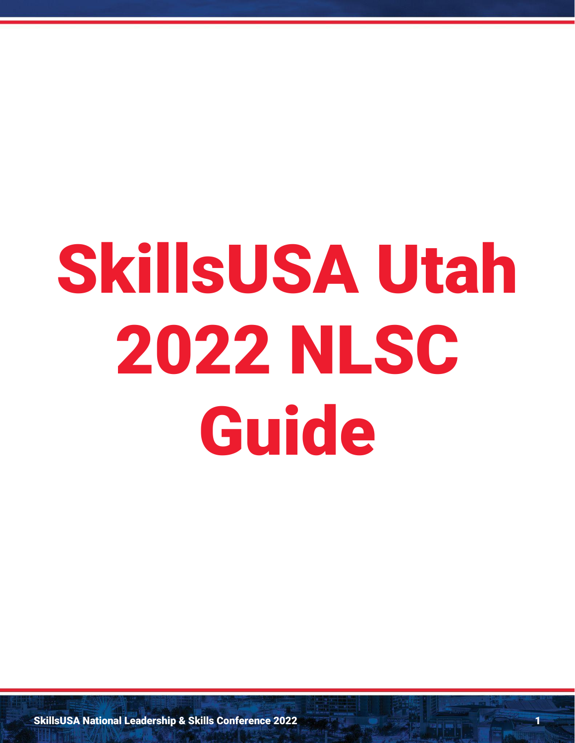# SkillsUSA Utah 2022 NLSC Guide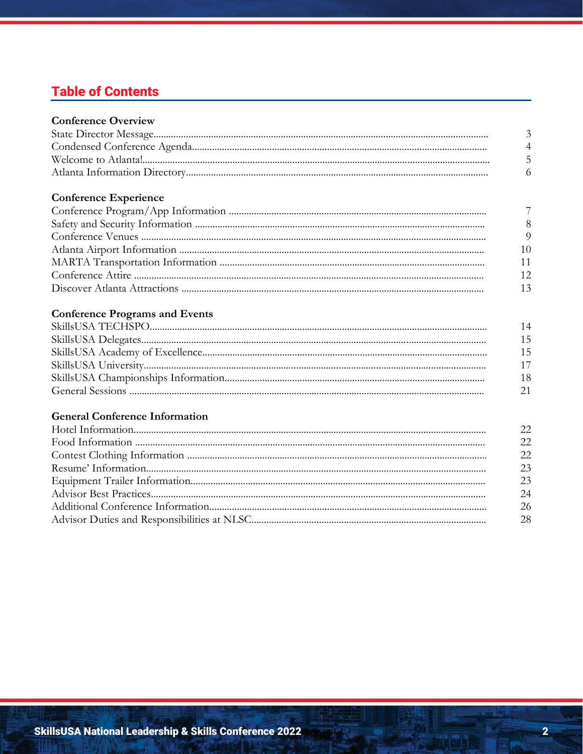## Table of Contents

### Conference Overview

| | |
|---|---|
| State Director Message | 3 |
| Condensed Conference Agenda | 4 |
| Welcome to Atlanta! | 5 |
| Atlanta Information Directory | 6 |

### Conference Experience

| | |
|---|---|
| Conference Program/App Information | 7 |
| Safety and Security Information | 8 |
| Conference Venues | 9 |
| Atlanta Airport Information | 10 |
| MARTA Transportation Information | 11 |
| Conference Attire | 12 |
| Discover Atlanta Attractions | 13 |

### Conference Programs and Events

| | |
|---|---|
| SkillsUSA TECHSPO | 14 |
| SkillsUSA Delegates | 15 |
| SkillsUSA Academy of Excellence | 15 |
| SkillsUSA University | 17 |
| SkillsUSA Championships Information | 18 |
| General Sessions | 21 |

### General Conference Information

| | |
|---|---|
| Hotel Information | 22 |
| Food Information | 22 |
| Contest Clothing Information | 22 |
| Resume' Information | 23 |
| Equipment Trailer Information | 23 |
| Advisor Best Practices | 24 |
| Additional Conference Information | 26 |
| Advisor Duties and Responsibilities at NLSC | 28 |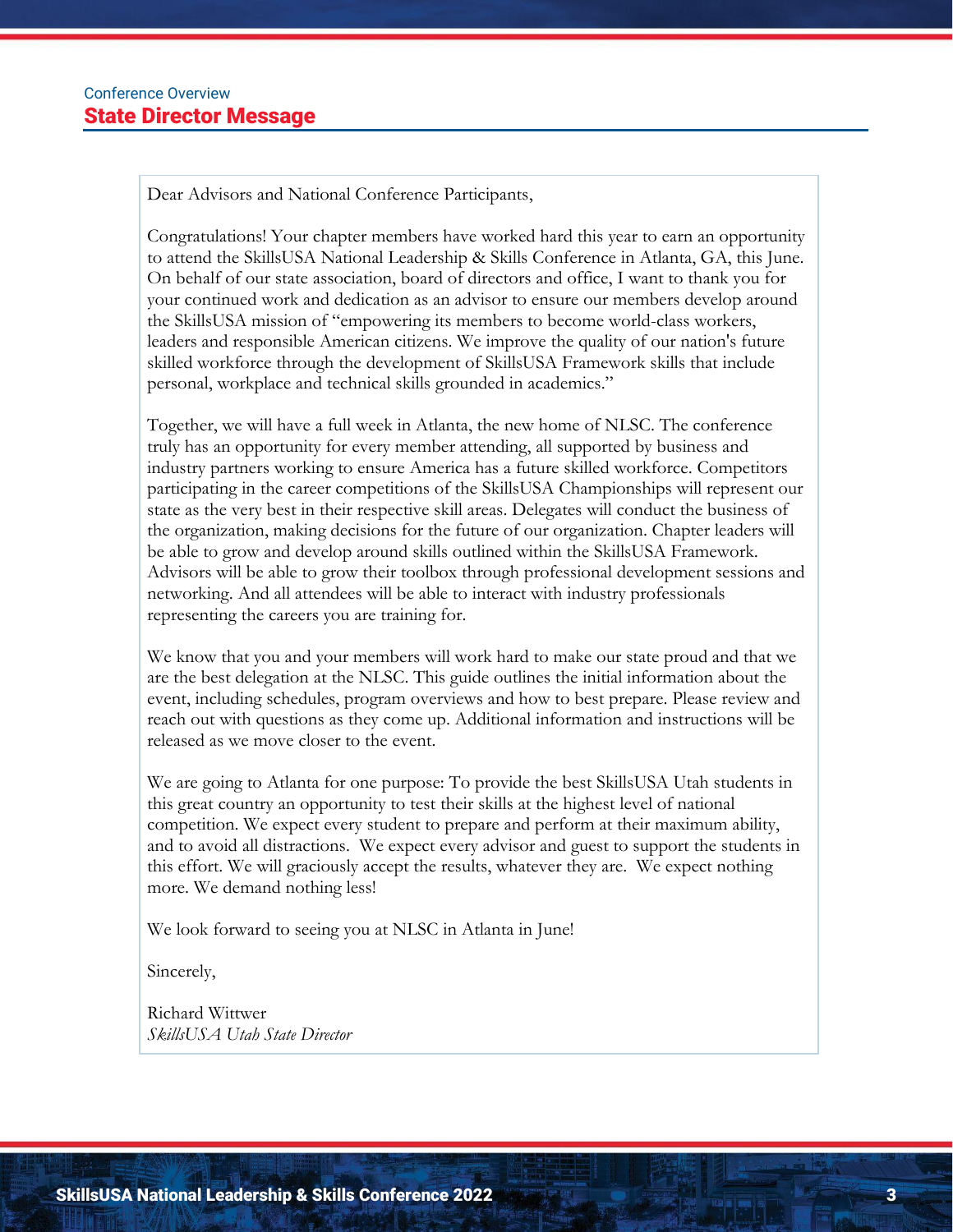Conference Overview

## State Director Message

Dear Advisors and National Conference Participants,

Congratulations! Your chapter members have worked hard this year to earn an opportunity to attend the SkillsUSA National Leadership & Skills Conference in Atlanta, GA, this June. On behalf of our state association, board of directors and office, I want to thank you for your continued work and dedication as an advisor to ensure our members develop around the SkillsUSA mission of "empowering its members to become world-class workers, leaders and responsible American citizens. We improve the quality of our nation's future skilled workforce through the development of SkillsUSA Framework skills that include personal, workplace and technical skills grounded in academics."

Together, we will have a full week in Atlanta, the new home of NLSC. The conference truly has an opportunity for every member attending, all supported by business and industry partners working to ensure America has a future skilled workforce. Competitors participating in the career competitions of the SkillsUSA Championships will represent our state as the very best in their respective skill areas. Delegates will conduct the business of the organization, making decisions for the future of our organization. Chapter leaders will be able to grow and develop around skills outlined within the SkillsUSA Framework. Advisors will be able to grow their toolbox through professional development sessions and networking. And all attendees will be able to interact with industry professionals representing the careers you are training for.

We know that you and your members will work hard to make our state proud and that we are the best delegation at the NLSC. This guide outlines the initial information about the event, including schedules, program overviews and how to best prepare. Please review and reach out with questions as they come up. Additional information and instructions will be released as we move closer to the event.

We are going to Atlanta for one purpose: To provide the best SkillsUSA Utah students in this great country an opportunity to test their skills at the highest level of national competition. We expect every student to prepare and perform at their maximum ability, and to avoid all distractions. We expect every advisor and guest to support the students in this effort. We will graciously accept the results, whatever they are. We expect nothing more. We demand nothing less!

We look forward to seeing you at NLSC in Atlanta in June!

Sincerely,

Richard Wittwer
*SkillsUSA Utah State Director*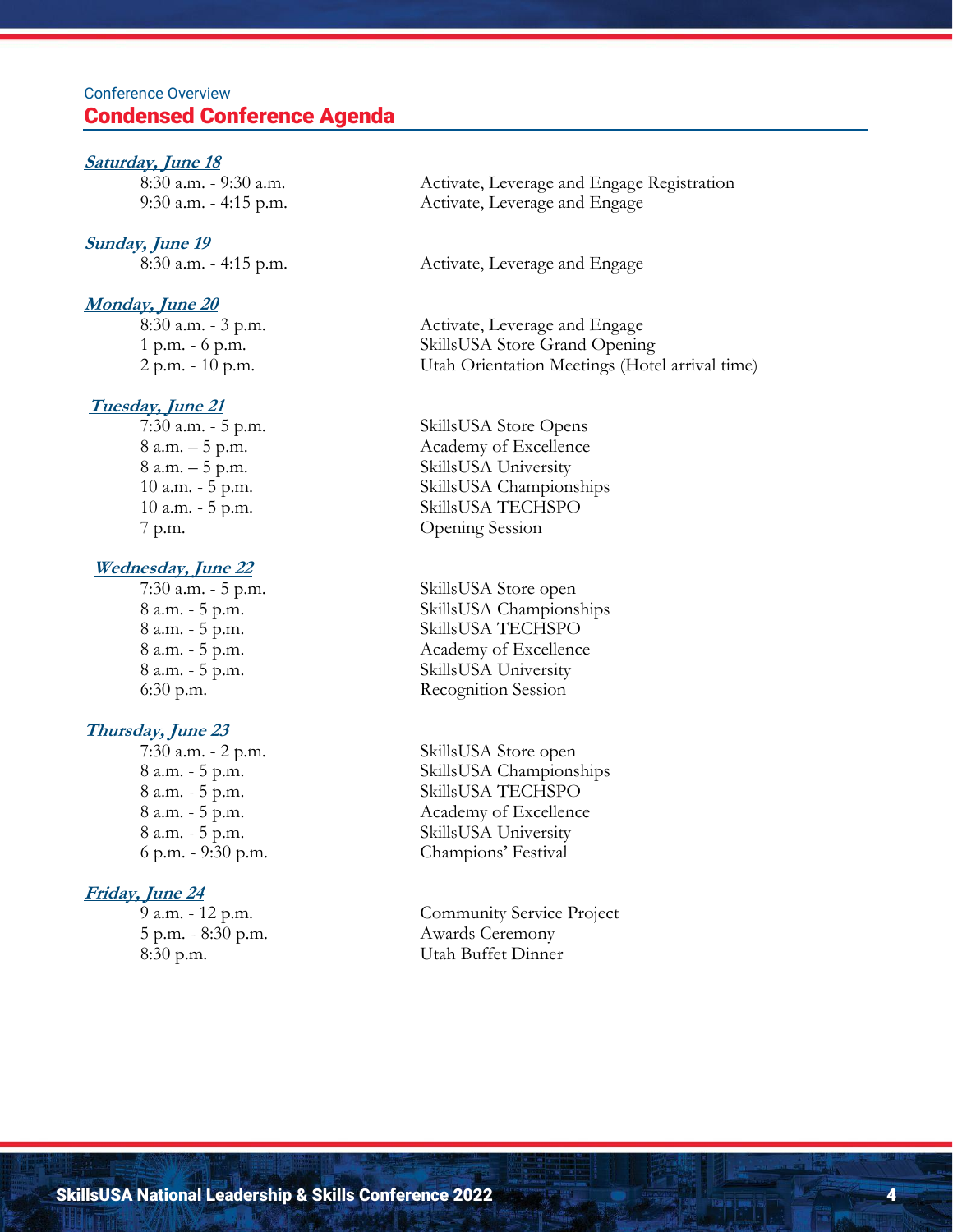Conference Overview

## Condensed Conference Agenda

***Saturday, June 18***

| | |
|---|---|
| 8:30 a.m. - 9:30 a.m. | Activate, Leverage and Engage Registration |
| 9:30 a.m. - 4:15 p.m. | Activate, Leverage and Engage |

***Sunday, June 19***

| | |
|---|---|
| 8:30 a.m. - 4:15 p.m. | Activate, Leverage and Engage |

***Monday, June 20***

| | |
|---|---|
| 8:30 a.m. - 3 p.m. | Activate, Leverage and Engage |
| 1 p.m. - 6 p.m. | SkillsUSA Store Grand Opening |
| 2 p.m. - 10 p.m. | Utah Orientation Meetings (Hotel arrival time) |

***Tuesday, June 21***

| | |
|---|---|
| 7:30 a.m. - 5 p.m. | SkillsUSA Store Opens |
| 8 a.m. – 5 p.m. | Academy of Excellence |
| 8 a.m. – 5 p.m. | SkillsUSA University |
| 10 a.m. - 5 p.m. | SkillsUSA Championships |
| 10 a.m. - 5 p.m. | SkillsUSA TECHSPO |
| 7 p.m. | Opening Session |

***Wednesday, June 22***

| | |
|---|---|
| 7:30 a.m. - 5 p.m. | SkillsUSA Store open |
| 8 a.m. - 5 p.m. | SkillsUSA Championships |
| 8 a.m. - 5 p.m. | SkillsUSA TECHSPO |
| 8 a.m. - 5 p.m. | Academy of Excellence |
| 8 a.m. - 5 p.m. | SkillsUSA University |
| 6:30 p.m. | Recognition Session |

***Thursday, June 23***

| | |
|---|---|
| 7:30 a.m. - 2 p.m. | SkillsUSA Store open |
| 8 a.m. - 5 p.m. | SkillsUSA Championships |
| 8 a.m. - 5 p.m. | SkillsUSA TECHSPO |
| 8 a.m. - 5 p.m. | Academy of Excellence |
| 8 a.m. - 5 p.m. | SkillsUSA University |
| 6 p.m. - 9:30 p.m. | Champions' Festival |

***Friday, June 24***

| | |
|---|---|
| 9 a.m. - 12 p.m. | Community Service Project |
| 5 p.m. - 8:30 p.m. | Awards Ceremony |
| 8:30 p.m. | Utah Buffet Dinner |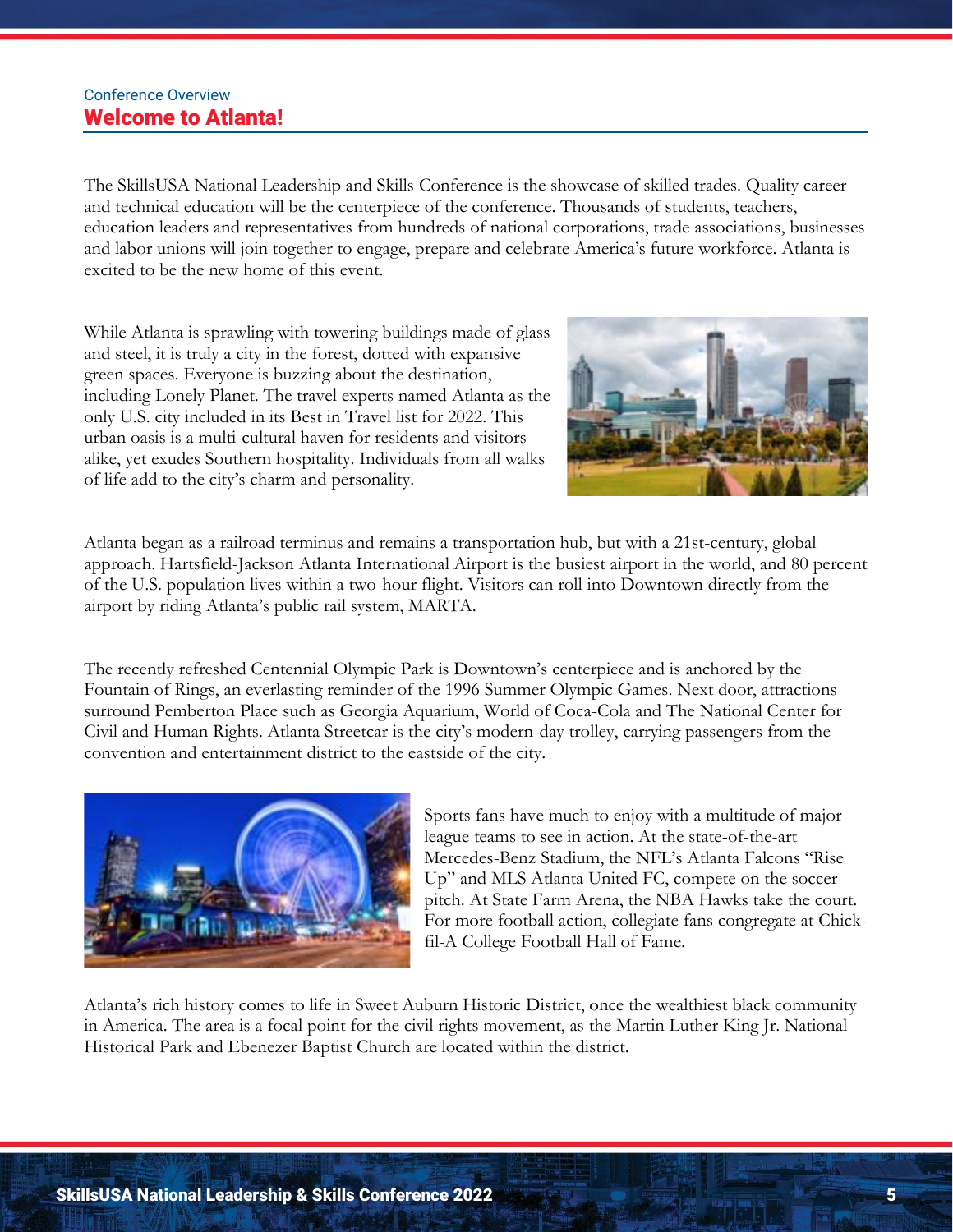Conference Overview

# Welcome to Atlanta!

The SkillsUSA National Leadership and Skills Conference is the showcase of skilled trades. Quality career and technical education will be the centerpiece of the conference. Thousands of students, teachers, education leaders and representatives from hundreds of national corporations, trade associations, businesses and labor unions will join together to engage, prepare and celebrate America's future workforce. Atlanta is excited to be the new home of this event.

While Atlanta is sprawling with towering buildings made of glass and steel, it is truly a city in the forest, dotted with expansive green spaces. Everyone is buzzing about the destination, including Lonely Planet. The travel experts named Atlanta as the only U.S. city included in its Best in Travel list for 2022. This urban oasis is a multi-cultural haven for residents and visitors alike, yet exudes Southern hospitality. Individuals from all walks of life add to the city's charm and personality.

Atlanta began as a railroad terminus and remains a transportation hub, but with a 21st-century, global approach. Hartsfield-Jackson Atlanta International Airport is the busiest airport in the world, and 80 percent of the U.S. population lives within a two-hour flight. Visitors can roll into Downtown directly from the airport by riding Atlanta's public rail system, MARTA.

The recently refreshed Centennial Olympic Park is Downtown's centerpiece and is anchored by the Fountain of Rings, an everlasting reminder of the 1996 Summer Olympic Games. Next door, attractions surround Pemberton Place such as Georgia Aquarium, World of Coca-Cola and The National Center for Civil and Human Rights. Atlanta Streetcar is the city's modern-day trolley, carrying passengers from the convention and entertainment district to the eastside of the city.

Sports fans have much to enjoy with a multitude of major league teams to see in action. At the state-of-the-art Mercedes-Benz Stadium, the NFL's Atlanta Falcons "Rise Up" and MLS Atlanta United FC, compete on the soccer pitch. At State Farm Arena, the NBA Hawks take the court. For more football action, collegiate fans congregate at Chick-fil-A College Football Hall of Fame.

Atlanta's rich history comes to life in Sweet Auburn Historic District, once the wealthiest black community in America. The area is a focal point for the civil rights movement, as the Martin Luther King Jr. National Historical Park and Ebenezer Baptist Church are located within the district.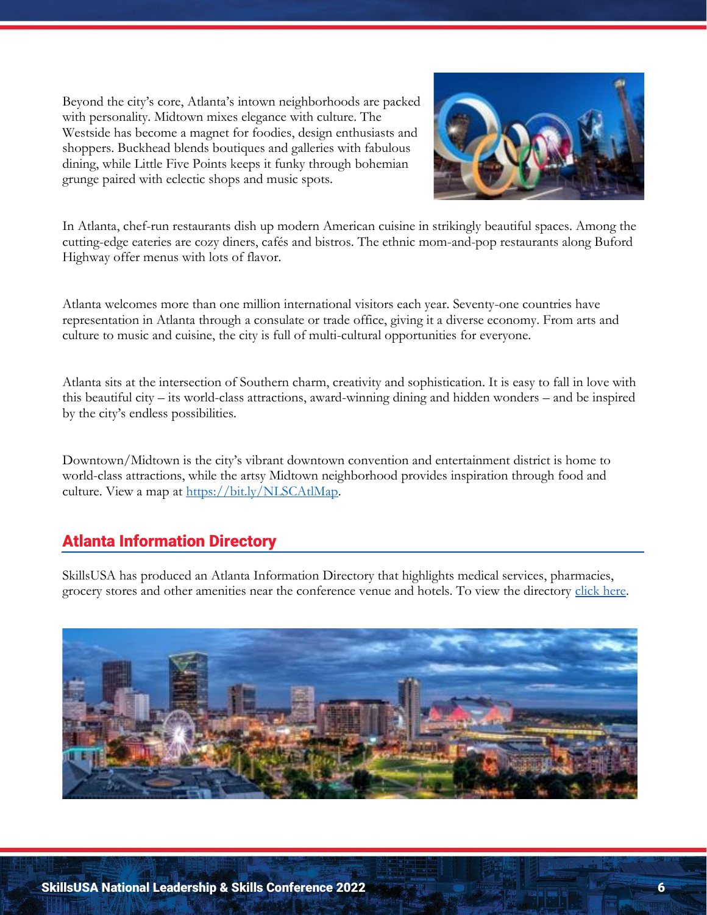Beyond the city's core, Atlanta's intown neighborhoods are packed with personality. Midtown mixes elegance with culture. The Westside has become a magnet for foodies, design enthusiasts and shoppers. Buckhead blends boutiques and galleries with fabulous dining, while Little Five Points keeps it funky through bohemian grunge paired with eclectic shops and music spots.

In Atlanta, chef-run restaurants dish up modern American cuisine in strikingly beautiful spaces. Among the cutting-edge eateries are cozy diners, cafés and bistros. The ethnic mom-and-pop restaurants along Buford Highway offer menus with lots of flavor.

Atlanta welcomes more than one million international visitors each year. Seventy-one countries have representation in Atlanta through a consulate or trade office, giving it a diverse economy. From arts and culture to music and cuisine, the city is full of multi-cultural opportunities for everyone.

Atlanta sits at the intersection of Southern charm, creativity and sophistication. It is easy to fall in love with this beautiful city – its world-class attractions, award-winning dining and hidden wonders – and be inspired by the city's endless possibilities.

Downtown/Midtown is the city's vibrant downtown convention and entertainment district is home to world-class attractions, while the artsy Midtown neighborhood provides inspiration through food and culture. View a map at [https://bit.ly/NLSCAtlMap](https://bit.ly/NLSCAtlMap).

## Atlanta Information Directory

SkillsUSA has produced an Atlanta Information Directory that highlights medical services, pharmacies, grocery stores and other amenities near the conference venue and hotels. To view the directory click here.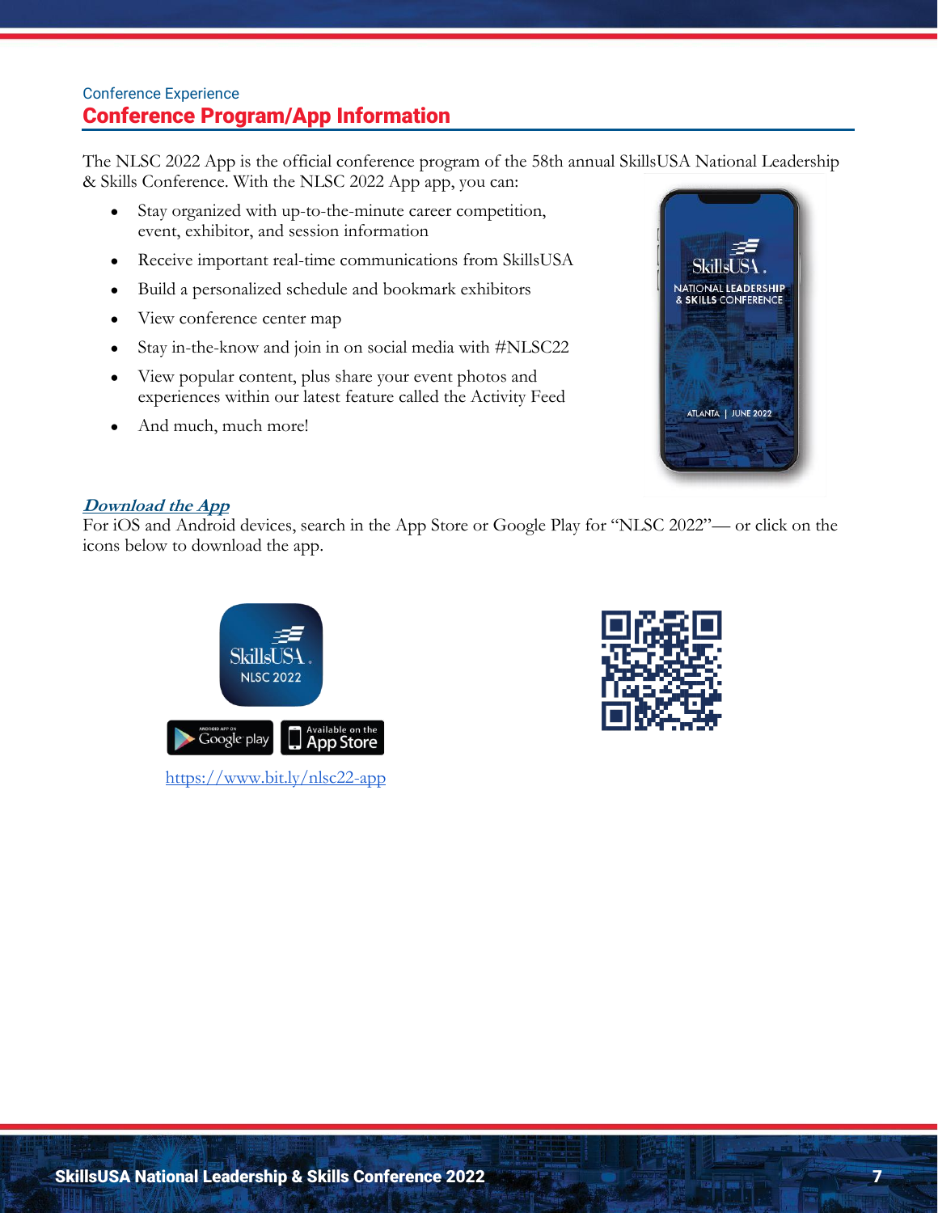Conference Experience

## Conference Program/App Information

The NLSC 2022 App is the official conference program of the 58th annual SkillsUSA National Leadership & Skills Conference. With the NLSC 2022 App app, you can:

- Stay organized with up-to-the-minute career competition, event, exhibitor, and session information
- Receive important real-time communications from SkillsUSA
- Build a personalized schedule and bookmark exhibitors
- View conference center map
- Stay in-the-know and join in on social media with #NLSC22
- View popular content, plus share your event photos and experiences within our latest feature called the Activity Feed
- And much, much more!

***Download the App***

For iOS and Android devices, search in the App Store or Google Play for "NLSC 2022"— or click on the icons below to download the app.

https://www.bit.ly/nlsc22-app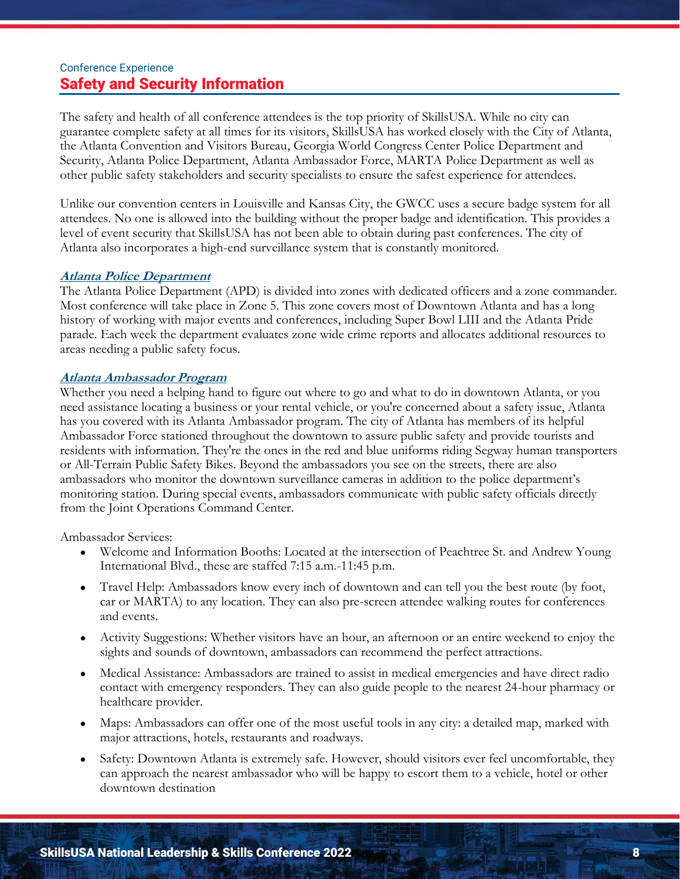Conference Experience

## Safety and Security Information

The safety and health of all conference attendees is the top priority of SkillsUSA. While no city can guarantee complete safety at all times for its visitors, SkillsUSA has worked closely with the City of Atlanta, the Atlanta Convention and Visitors Bureau, Georgia World Congress Center Police Department and Security, Atlanta Police Department, Atlanta Ambassador Force, MARTA Police Department as well as other public safety stakeholders and security specialists to ensure the safest experience for attendees.

Unlike our convention centers in Louisville and Kansas City, the GWCC uses a secure badge system for all attendees. No one is allowed into the building without the proper badge and identification. This provides a level of event security that SkillsUSA has not been able to obtain during past conferences. The city of Atlanta also incorporates a high-end surveillance system that is constantly monitored.

### Atlanta Police Department

The Atlanta Police Department (APD) is divided into zones with dedicated officers and a zone commander. Most conference will take place in Zone 5. This zone covers most of Downtown Atlanta and has a long history of working with major events and conferences, including Super Bowl LIII and the Atlanta Pride parade. Each week the department evaluates zone wide crime reports and allocates additional resources to areas needing a public safety focus.

### Atlanta Ambassador Program

Whether you need a helping hand to figure out where to go and what to do in downtown Atlanta, or you need assistance locating a business or your rental vehicle, or you're concerned about a safety issue, Atlanta has you covered with its Atlanta Ambassador program. The city of Atlanta has members of its helpful Ambassador Force stationed throughout the downtown to assure public safety and provide tourists and residents with information. They're the ones in the red and blue uniforms riding Segway human transporters or All-Terrain Public Safety Bikes. Beyond the ambassadors you see on the streets, there are also ambassadors who monitor the downtown surveillance cameras in addition to the police department's monitoring station. During special events, ambassadors communicate with public safety officials directly from the Joint Operations Command Center.

Ambassador Services:

- Welcome and Information Booths: Located at the intersection of Peachtree St. and Andrew Young International Blvd., these are staffed 7:15 a.m.-11:45 p.m.
- Travel Help: Ambassadors know every inch of downtown and can tell you the best route (by foot, car or MARTA) to any location. They can also pre-screen attendee walking routes for conferences and events.
- Activity Suggestions: Whether visitors have an hour, an afternoon or an entire weekend to enjoy the sights and sounds of downtown, ambassadors can recommend the perfect attractions.
- Medical Assistance: Ambassadors are trained to assist in medical emergencies and have direct radio contact with emergency responders. They can also guide people to the nearest 24-hour pharmacy or healthcare provider.
- Maps: Ambassadors can offer one of the most useful tools in any city: a detailed map, marked with major attractions, hotels, restaurants and roadways.
- Safety: Downtown Atlanta is extremely safe. However, should visitors ever feel uncomfortable, they can approach the nearest ambassador who will be happy to escort them to a vehicle, hotel or other downtown destination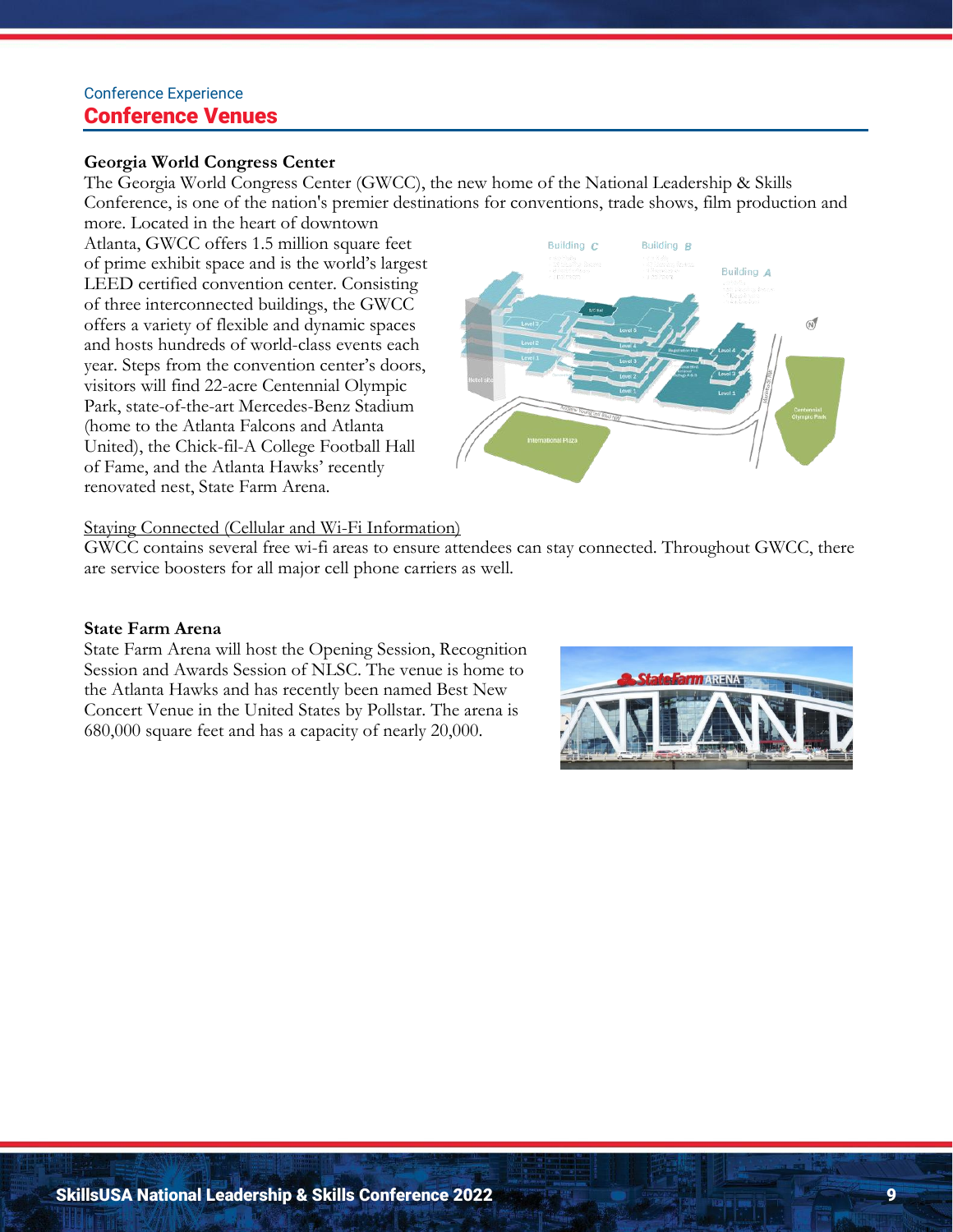Conference Experience

# Conference Venues

**Georgia World Congress Center**

The Georgia World Congress Center (GWCC), the new home of the National Leadership & Skills Conference, is one of the nation's premier destinations for conventions, trade shows, film production and more. Located in the heart of downtown Atlanta, GWCC offers 1.5 million square feet of prime exhibit space and is the world's largest LEED certified convention center. Consisting of three interconnected buildings, the GWCC offers a variety of flexible and dynamic spaces and hosts hundreds of world-class events each year. Steps from the convention center's doors, visitors will find 22-acre Centennial Olympic Park, state-of-the-art Mercedes-Benz Stadium (home to the Atlanta Falcons and Atlanta United), the Chick-fil-A College Football Hall of Fame, and the Atlanta Hawks' recently renovated nest, State Farm Arena.

Staying Connected (Cellular and Wi-Fi Information)

GWCC contains several free wi-fi areas to ensure attendees can stay connected. Throughout GWCC, there are service boosters for all major cell phone carriers as well.

**State Farm Arena**

State Farm Arena will host the Opening Session, Recognition Session and Awards Session of NLSC. The venue is home to the Atlanta Hawks and has recently been named Best New Concert Venue in the United States by Pollstar. The arena is 680,000 square feet and has a capacity of nearly 20,000.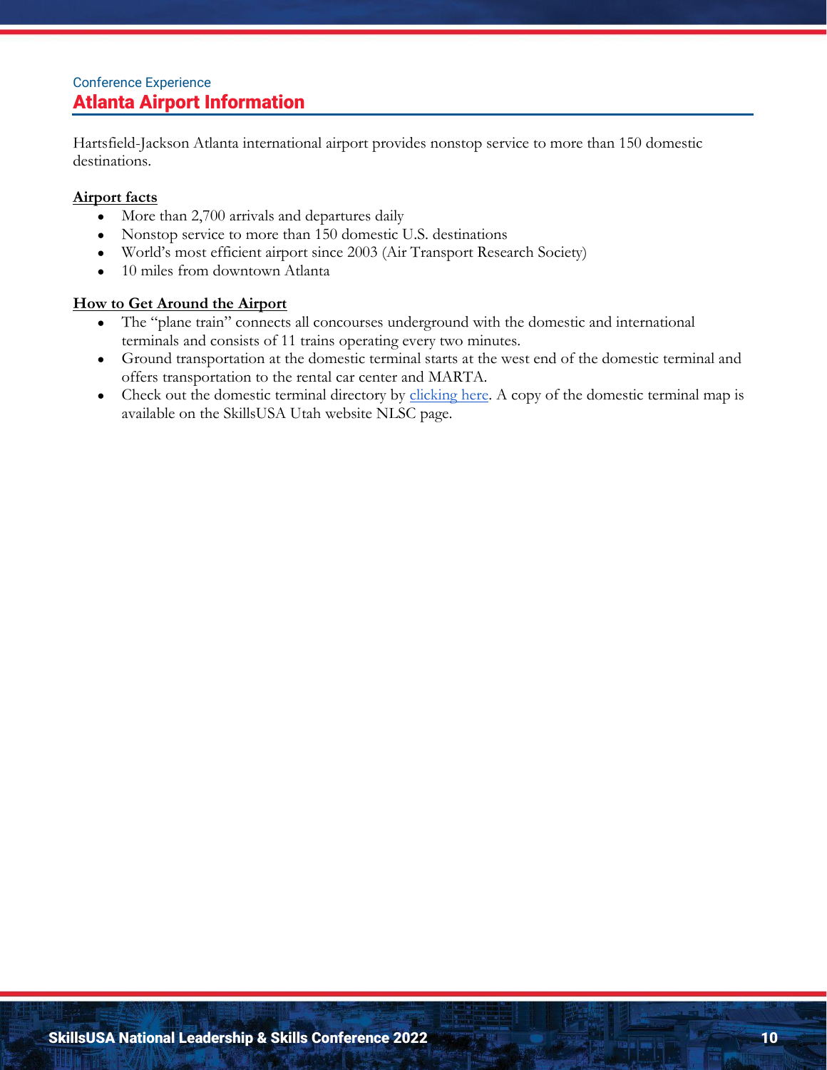Conference Experience

## Atlanta Airport Information

Hartsfield-Jackson Atlanta international airport provides nonstop service to more than 150 domestic destinations.

**Airport facts**

- More than 2,700 arrivals and departures daily
- Nonstop service to more than 150 domestic U.S. destinations
- World's most efficient airport since 2003 (Air Transport Research Society)
- 10 miles from downtown Atlanta

**How to Get Around the Airport**

- The "plane train" connects all concourses underground with the domestic and international terminals and consists of 11 trains operating every two minutes.
- Ground transportation at the domestic terminal starts at the west end of the domestic terminal and offers transportation to the rental car center and MARTA.
- Check out the domestic terminal directory by clicking here. A copy of the domestic terminal map is available on the SkillsUSA Utah website NLSC page.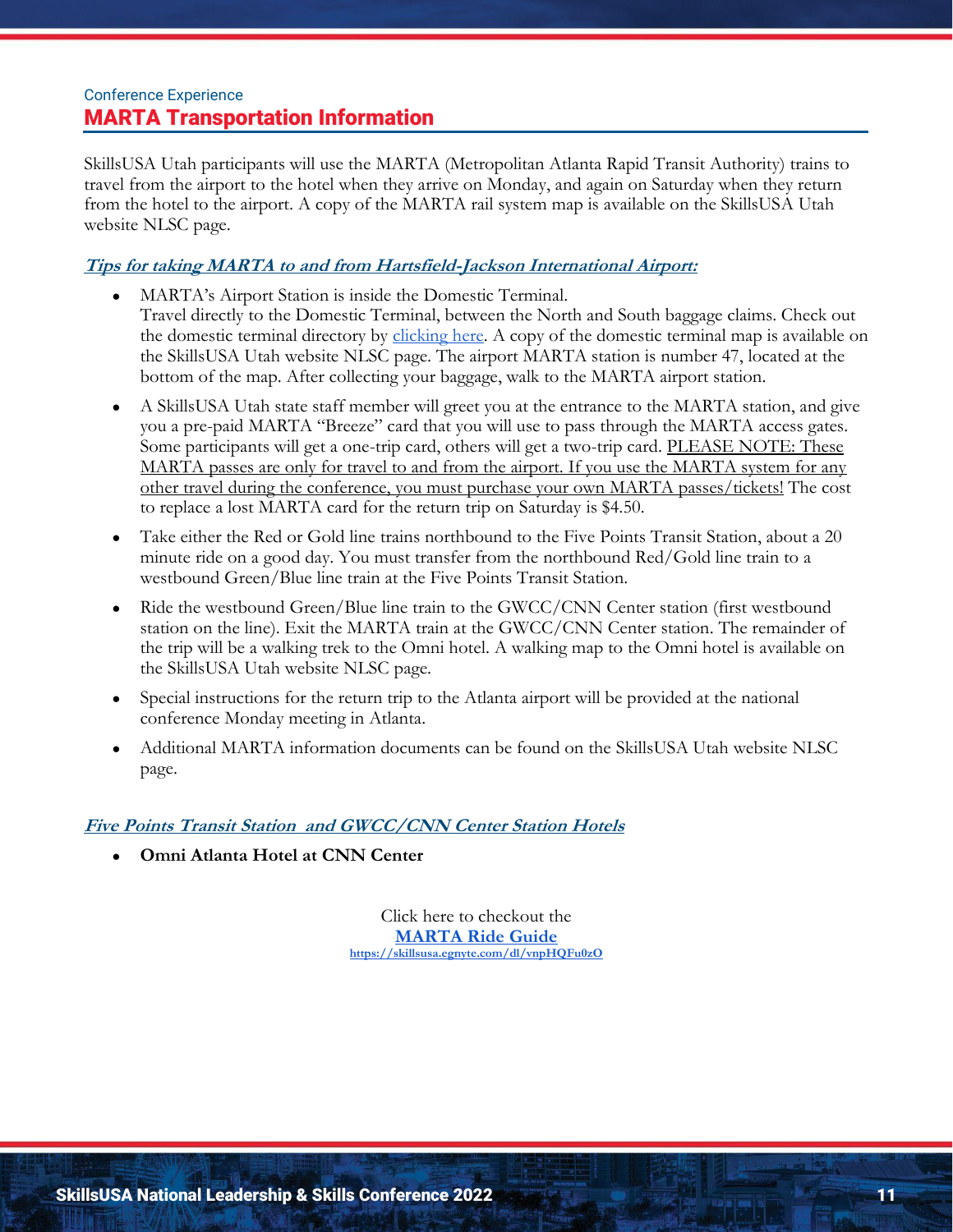Conference Experience

# MARTA Transportation Information

SkillsUSA Utah participants will use the MARTA (Metropolitan Atlanta Rapid Transit Authority) trains to travel from the airport to the hotel when they arrive on Monday, and again on Saturday when they return from the hotel to the airport. A copy of the MARTA rail system map is available on the SkillsUSA Utah website NLSC page.

***Tips for taking MARTA to and from Hartsfield-Jackson International Airport:***

- MARTA's Airport Station is inside the Domestic Terminal.
  Travel directly to the Domestic Terminal, between the North and South baggage claims. Check out the domestic terminal directory by clicking here. A copy of the domestic terminal map is available on the SkillsUSA Utah website NLSC page. The airport MARTA station is number 47, located at the bottom of the map. After collecting your baggage, walk to the MARTA airport station.
- A SkillsUSA Utah state staff member will greet you at the entrance to the MARTA station, and give you a pre-paid MARTA "Breeze" card that you will use to pass through the MARTA access gates. Some participants will get a one-trip card, others will get a two-trip card. PLEASE NOTE: These MARTA passes are only for travel to and from the airport. If you use the MARTA system for any other travel during the conference, you must purchase your own MARTA passes/tickets! The cost to replace a lost MARTA card for the return trip on Saturday is $4.50.
- Take either the Red or Gold line trains northbound to the Five Points Transit Station, about a 20 minute ride on a good day. You must transfer from the northbound Red/Gold line train to a westbound Green/Blue line train at the Five Points Transit Station.
- Ride the westbound Green/Blue line train to the GWCC/CNN Center station (first westbound station on the line). Exit the MARTA train at the GWCC/CNN Center station. The remainder of the trip will be a walking trek to the Omni hotel. A walking map to the Omni hotel is available on the SkillsUSA Utah website NLSC page.
- Special instructions for the return trip to the Atlanta airport will be provided at the national conference Monday meeting in Atlanta.
- Additional MARTA information documents can be found on the SkillsUSA Utah website NLSC page.

***Five Points Transit Station and GWCC/CNN Center Station Hotels***

- **Omni Atlanta Hotel at CNN Center**

Click here to checkout the
**MARTA Ride Guide**
**https://skillsusa.egnyte.com/dl/vnpHQFu0zO**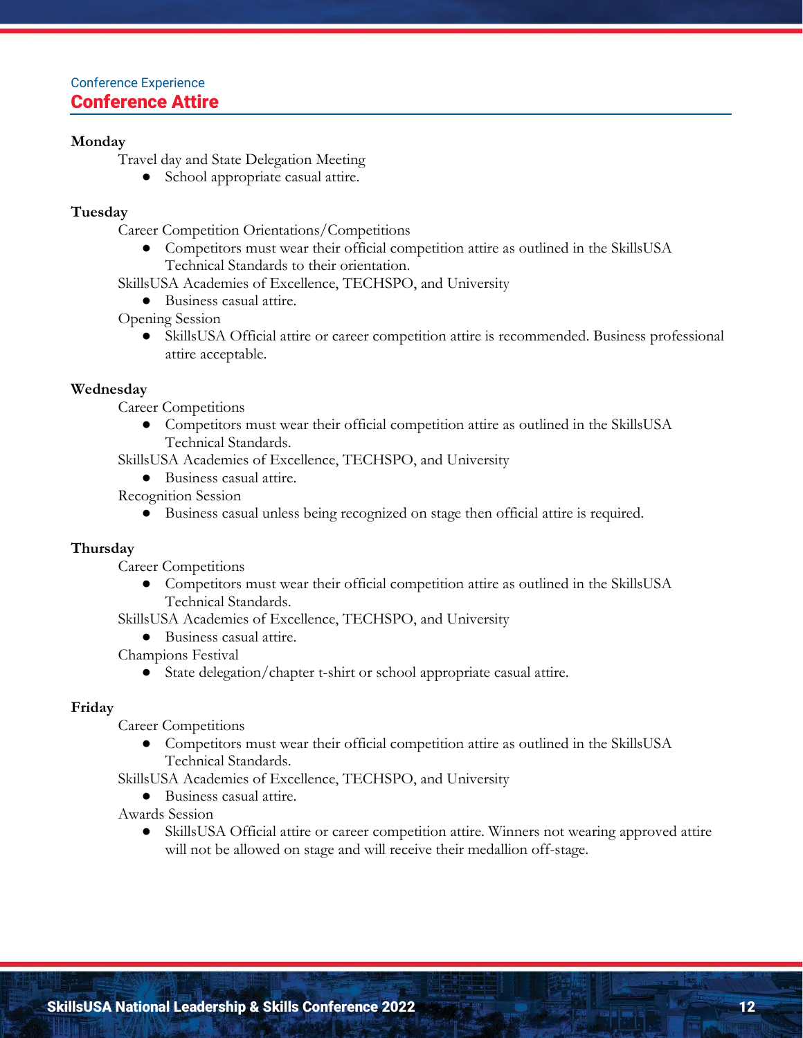Conference Experience

## Conference Attire

**Monday**

Travel day and State Delegation Meeting

- School appropriate casual attire.

**Tuesday**

Career Competition Orientations/Competitions

- Competitors must wear their official competition attire as outlined in the SkillsUSA Technical Standards to their orientation.

SkillsUSA Academies of Excellence, TECHSPO, and University

- Business casual attire.

Opening Session

- SkillsUSA Official attire or career competition attire is recommended. Business professional attire acceptable.

**Wednesday**

Career Competitions

- Competitors must wear their official competition attire as outlined in the SkillsUSA Technical Standards.

SkillsUSA Academies of Excellence, TECHSPO, and University

- Business casual attire.

Recognition Session

- Business casual unless being recognized on stage then official attire is required.

**Thursday**

Career Competitions

- Competitors must wear their official competition attire as outlined in the SkillsUSA Technical Standards.

SkillsUSA Academies of Excellence, TECHSPO, and University

- Business casual attire.

Champions Festival

- State delegation/chapter t-shirt or school appropriate casual attire.

**Friday**

Career Competitions

- Competitors must wear their official competition attire as outlined in the SkillsUSA Technical Standards.

SkillsUSA Academies of Excellence, TECHSPO, and University

- Business casual attire.

Awards Session

- SkillsUSA Official attire or career competition attire. Winners not wearing approved attire will not be allowed on stage and will receive their medallion off-stage.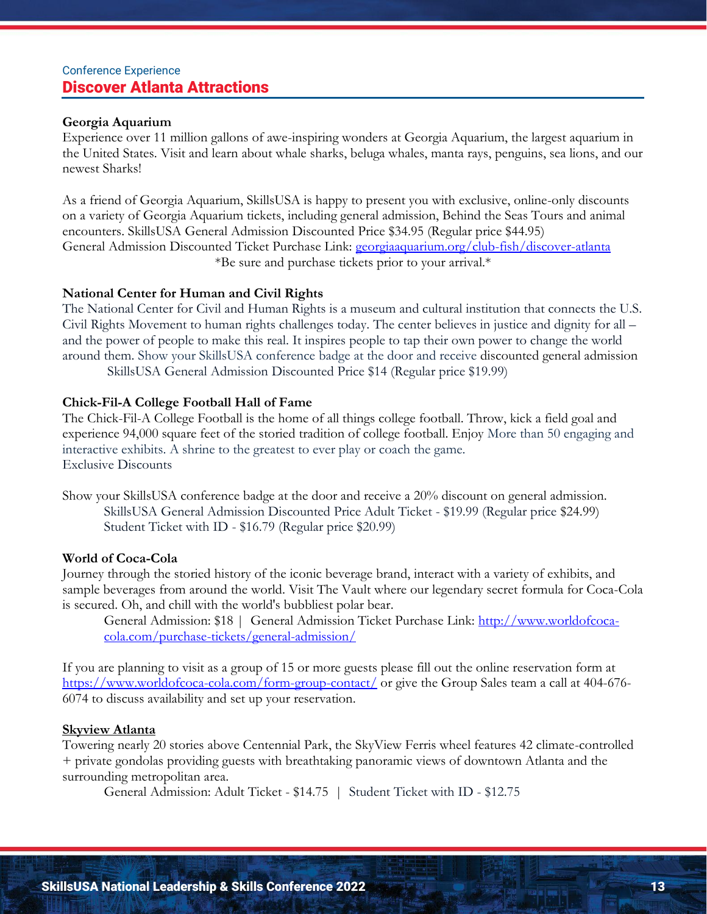Conference Experience

# Discover Atlanta Attractions

**Georgia Aquarium**
Experience over 11 million gallons of awe-inspiring wonders at Georgia Aquarium, the largest aquarium in the United States. Visit and learn about whale sharks, beluga whales, manta rays, penguins, sea lions, and our newest Sharks!

As a friend of Georgia Aquarium, SkillsUSA is happy to present you with exclusive, online-only discounts on a variety of Georgia Aquarium tickets, including general admission, Behind the Seas Tours and animal encounters. SkillsUSA General Admission Discounted Price $34.95 (Regular price $44.95)
General Admission Discounted Ticket Purchase Link: [georgiaaquarium.org/club-fish/discover-atlanta](georgiaaquarium.org/club-fish/discover-atlanta)
*Be sure and purchase tickets prior to your arrival.*

**National Center for Human and Civil Rights**
The National Center for Civil and Human Rights is a museum and cultural institution that connects the U.S. Civil Rights Movement to human rights challenges today. The center believes in justice and dignity for all – and the power of people to make this real. It inspires people to tap their own power to change the world around them. Show your SkillsUSA conference badge at the door and receive discounted general admission
SkillsUSA General Admission Discounted Price $14 (Regular price $19.99)

**Chick-Fil-A College Football Hall of Fame**
The Chick-Fil-A College Football is the home of all things college football. Throw, kick a field goal and experience 94,000 square feet of the storied tradition of college football. Enjoy More than 50 engaging and interactive exhibits. A shrine to the greatest to ever play or coach the game.
Exclusive Discounts

Show your SkillsUSA conference badge at the door and receive a 20% discount on general admission.
SkillsUSA General Admission Discounted Price Adult Ticket - $19.99 (Regular price $24.99)
Student Ticket with ID - $16.79 (Regular price $20.99)

**World of Coca-Cola**
Journey through the storied history of the iconic beverage brand, interact with a variety of exhibits, and sample beverages from around the world. Visit The Vault where our legendary secret formula for Coca-Cola is secured. Oh, and chill with the world's bubbliest polar bear.
General Admission: $18 | General Admission Ticket Purchase Link: [http://www.worldofcoca-cola.com/purchase-tickets/general-admission/](http://www.worldofcoca-cola.com/purchase-tickets/general-admission/)

If you are planning to visit as a group of 15 or more guests please fill out the online reservation form at [https://www.worldofcoca-cola.com/form-group-contact/](https://www.worldofcoca-cola.com/form-group-contact/) or give the Group Sales team a call at 404-676-6074 to discuss availability and set up your reservation.

**Skyview Atlanta**
Towering nearly 20 stories above Centennial Park, the SkyView Ferris wheel features 42 climate-controlled + private gondolas providing guests with breathtaking panoramic views of downtown Atlanta and the surrounding metropolitan area.
General Admission: Adult Ticket - $14.75 | Student Ticket with ID - $12.75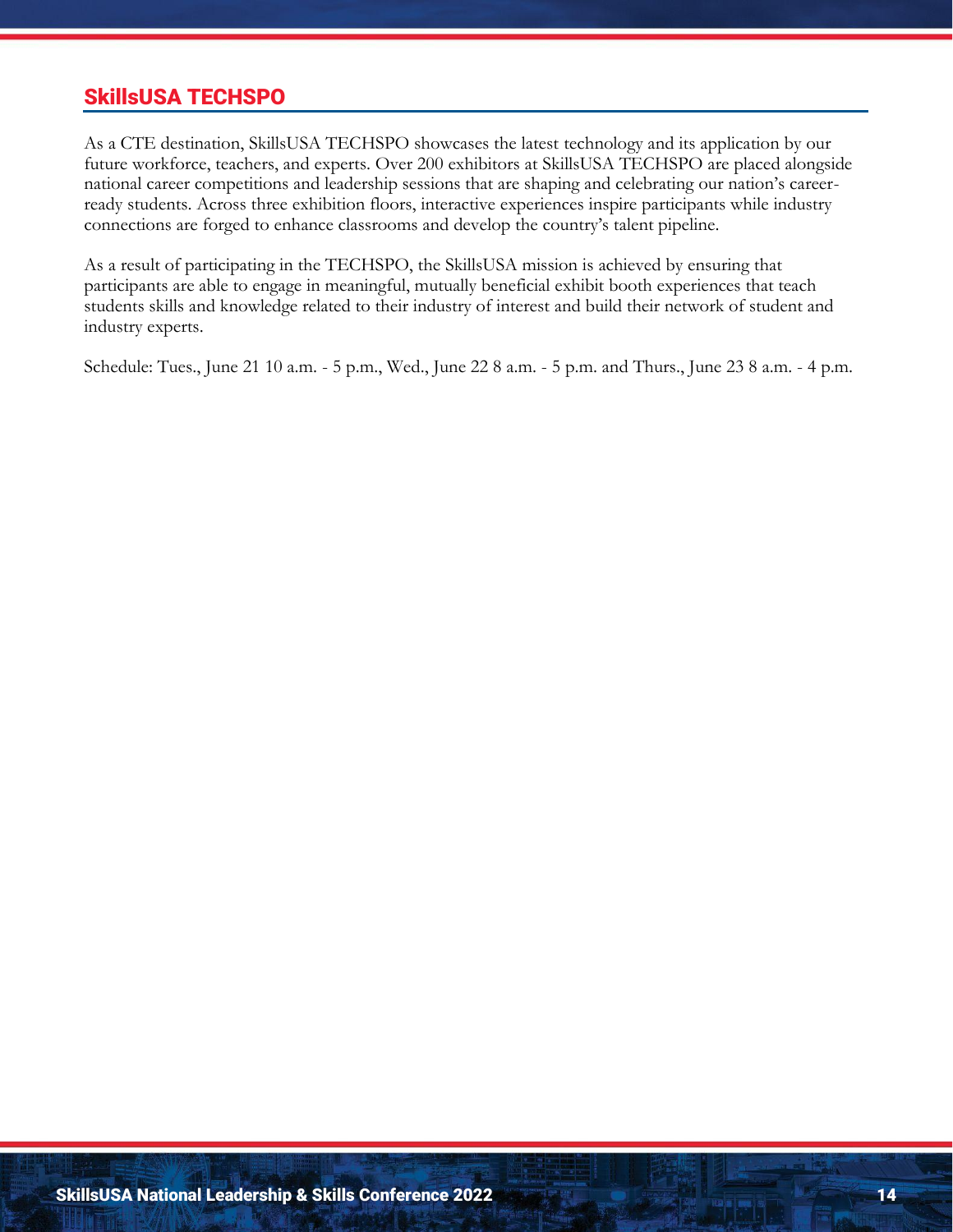## SkillsUSA TECHSPO

As a CTE destination, SkillsUSA TECHSPO showcases the latest technology and its application by our future workforce, teachers, and experts. Over 200 exhibitors at SkillsUSA TECHSPO are placed alongside national career competitions and leadership sessions that are shaping and celebrating our nation's career-ready students. Across three exhibition floors, interactive experiences inspire participants while industry connections are forged to enhance classrooms and develop the country's talent pipeline.

As a result of participating in the TECHSPO, the SkillsUSA mission is achieved by ensuring that participants are able to engage in meaningful, mutually beneficial exhibit booth experiences that teach students skills and knowledge related to their industry of interest and build their network of student and industry experts.

Schedule: Tues., June 21 10 a.m. - 5 p.m., Wed., June 22 8 a.m. - 5 p.m. and Thurs., June 23 8 a.m. - 4 p.m.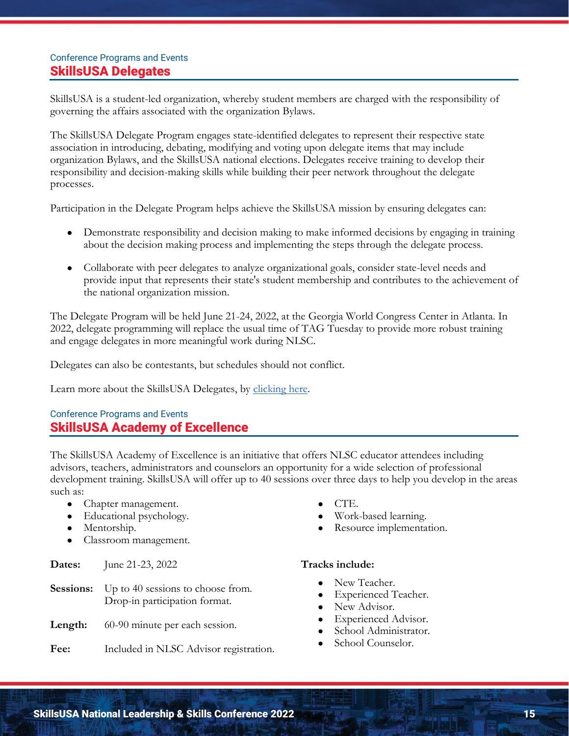Conference Programs and Events

## SkillsUSA Delegates

SkillsUSA is a student-led organization, whereby student members are charged with the responsibility of governing the affairs associated with the organization Bylaws.

The SkillsUSA Delegate Program engages state-identified delegates to represent their respective state association in introducing, debating, modifying and voting upon delegate items that may include organization Bylaws, and the SkillsUSA national elections. Delegates receive training to develop their responsibility and decision-making skills while building their peer network throughout the delegate processes.

Participation in the Delegate Program helps achieve the SkillsUSA mission by ensuring delegates can:

- Demonstrate responsibility and decision making to make informed decisions by engaging in training about the decision making process and implementing the steps through the delegate process.
- Collaborate with peer delegates to analyze organizational goals, consider state-level needs and provide input that represents their state's student membership and contributes to the achievement of the national organization mission.

The Delegate Program will be held June 21-24, 2022, at the Georgia World Congress Center in Atlanta. In 2022, delegate programming will replace the usual time of TAG Tuesday to provide more robust training and engage delegates in more meaningful work during NLSC.

Delegates can also be contestants, but schedules should not conflict.

Learn more about the SkillsUSA Delegates, by clicking here.

Conference Programs and Events

## SkillsUSA Academy of Excellence

The SkillsUSA Academy of Excellence is an initiative that offers NLSC educator attendees including advisors, teachers, administrators and counselors an opportunity for a wide selection of professional development training. SkillsUSA will offer up to 40 sessions over three days to help you develop in the areas such as:

- Chapter management.
- Educational psychology.
- Mentorship.
- Classroom management.
- CTE.
- Work-based learning.
- Resource implementation.

**Dates:** June 21-23, 2022

**Sessions:** Up to 40 sessions to choose from. Drop-in participation format.

**Length:** 60-90 minute per each session.

**Fee:** Included in NLSC Advisor registration.

**Tracks include:**

- New Teacher.
- Experienced Teacher.
- New Advisor.
- Experienced Advisor.
- School Administrator.
- School Counselor.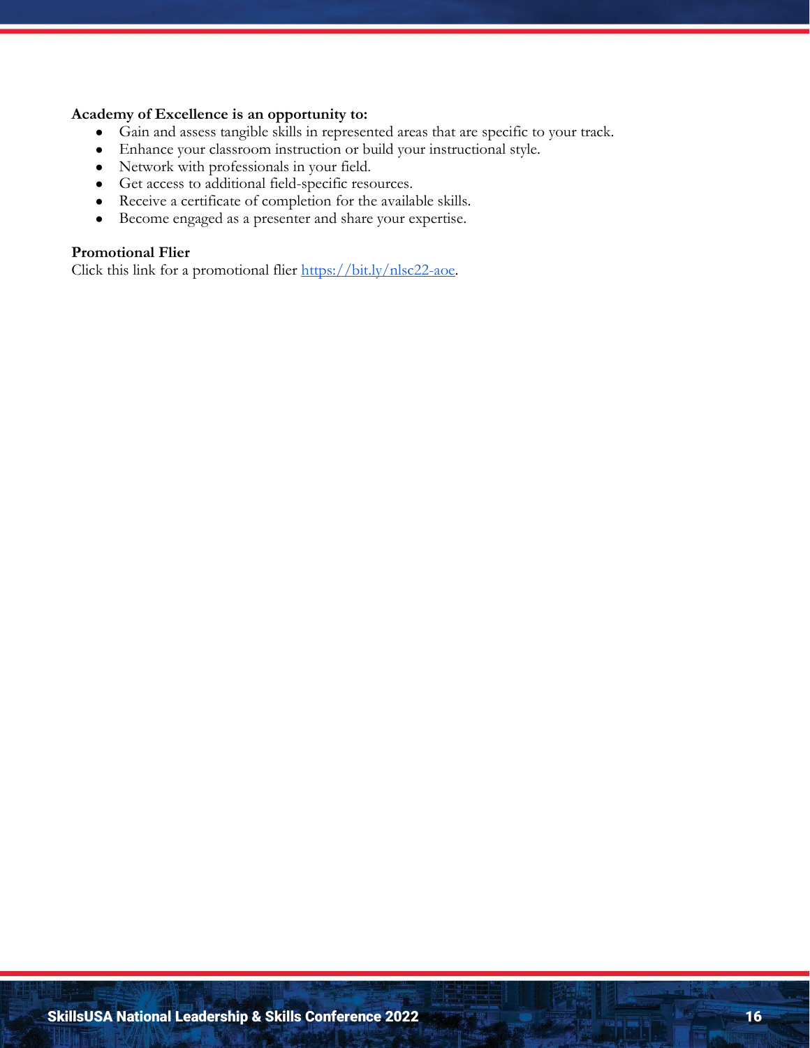**Academy of Excellence is an opportunity to:**

- Gain and assess tangible skills in represented areas that are specific to your track.
- Enhance your classroom instruction or build your instructional style.
- Network with professionals in your field.
- Get access to additional field-specific resources.
- Receive a certificate of completion for the available skills.
- Become engaged as a presenter and share your expertise.

**Promotional Flier**

Click this link for a promotional flier [https://bit.ly/nlsc22-aoe](https://bit.ly/nlsc22-aoe).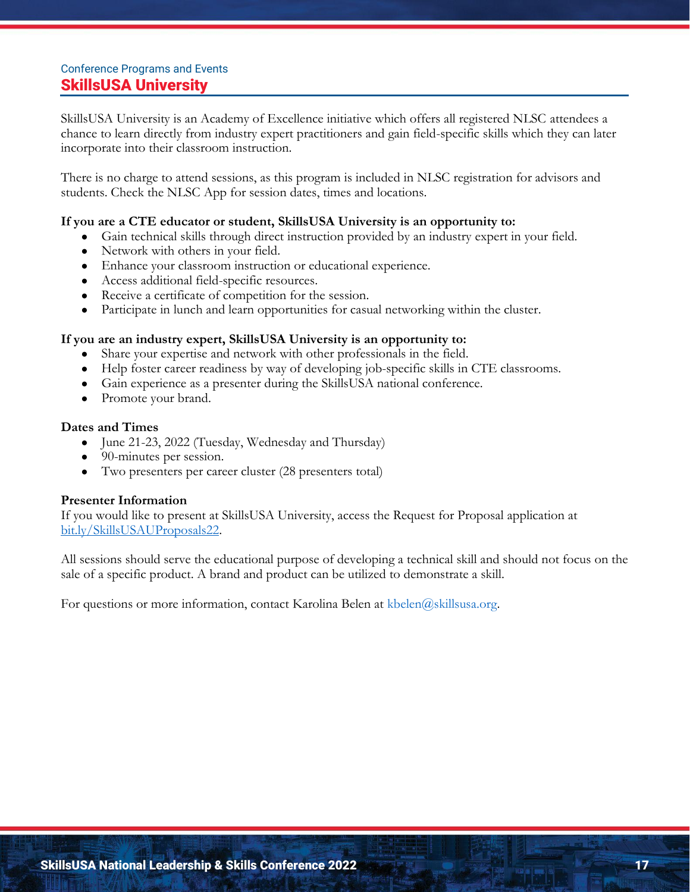Conference Programs and Events

## SkillsUSA University

SkillsUSA University is an Academy of Excellence initiative which offers all registered NLSC attendees a chance to learn directly from industry expert practitioners and gain field-specific skills which they can later incorporate into their classroom instruction.

There is no charge to attend sessions, as this program is included in NLSC registration for advisors and students. Check the NLSC App for session dates, times and locations.

**If you are a CTE educator or student, SkillsUSA University is an opportunity to:**

- Gain technical skills through direct instruction provided by an industry expert in your field.
- Network with others in your field.
- Enhance your classroom instruction or educational experience.
- Access additional field-specific resources.
- Receive a certificate of competition for the session.
- Participate in lunch and learn opportunities for casual networking within the cluster.

**If you are an industry expert, SkillsUSA University is an opportunity to:**

- Share your expertise and network with other professionals in the field.
- Help foster career readiness by way of developing job-specific skills in CTE classrooms.
- Gain experience as a presenter during the SkillsUSA national conference.
- Promote your brand.

**Dates and Times**

- June 21-23, 2022 (Tuesday, Wednesday and Thursday)
- 90-minutes per session.
- Two presenters per career cluster (28 presenters total)

**Presenter Information**

If you would like to present at SkillsUSA University, access the Request for Proposal application at bit.ly/SkillsUSAUProposals22.

All sessions should serve the educational purpose of developing a technical skill and should not focus on the sale of a specific product. A brand and product can be utilized to demonstrate a skill.

For questions or more information, contact Karolina Belen at kbelen@skillsusa.org.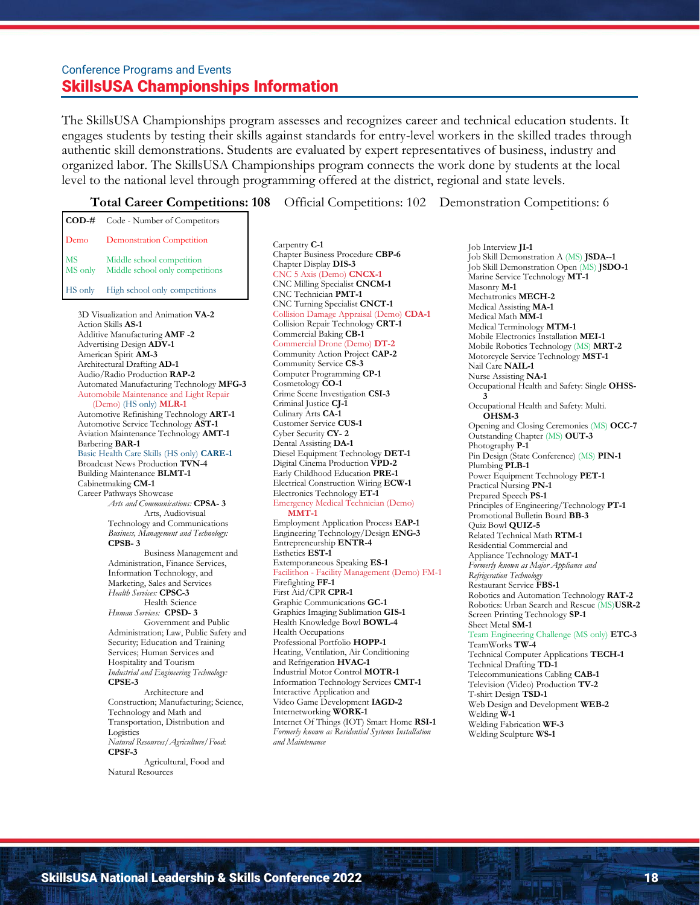Conference Programs and Events

## SkillsUSA Championships Information

The SkillsUSA Championships program assesses and recognizes career and technical education students. It engages students by testing their skills against standards for entry-level workers in the skilled trades through authentic skill demonstrations. Students are evaluated by expert representatives of business, industry and organized labor. The SkillsUSA Championships program connects the work done by students at the local level to the national level through programming offered at the district, regional and state levels.

**Total Career Competitions: 108** Official Competitions: 102 Demonstration Competitions: 6

| **COD-#** | Code - Number of Competitors |
|---|---|
| Demo | Demonstration Competition |
| MS<br>MS only | Middle school competition<br>Middle school only competitions |
| HS only | High school only competitions |

3D Visualization and Animation **VA-2**
Action Skills **AS-1**
Additive Manufacturing **AMF -2**
Advertising Design **ADV-1**
American Spirit **AM-3**
Architectural Drafting **AD-1**
Audio/Radio Production **RAP-2**
Automated Manufacturing Technology **MFG-3**
Automobile Maintenance and Light Repair (Demo) (HS only) **MLR-1**
Automotive Refinishing Technology **ART-1**
Automotive Service Technology **AST-1**
Aviation Maintenance Technology **AMT-1**
Barbering **BAR-1**
Basic Health Care Skills (HS only) **CARE-1**
Broadcast News Production **TVN-4**
Building Maintenance **BLMT-1**
Cabinetmaking **CM-1**
Career Pathways Showcase
- *Arts and Communications:* **CPSA- 3** Arts, Audiovisual Technology and Communications
- *Business, Management and Technology:* **CPSB- 3** Business Management and Administration, Finance Services, Information Technology, and Marketing, Sales and Services
- *Health Services:* **CPSC-3** Health Science
- *Human Services:* **CPSD- 3** Government and Public Administration; Law, Public Safety and Security; Education and Training Services; Human Services and Hospitality and Tourism
- *Industrial and Engineering Technology:* **CPSE-3** Architecture and Construction; Manufacturing; Science, Technology and Math and Transportation, Distribution and Logistics
- *Natural Resources/Agriculture/Food:* **CPSF-3** Agricultural, Food and Natural Resources

Carpentry **C-1**
Chapter Business Procedure **CBP-6**
Chapter Display **DIS-3**
CNC 5 Axis (Demo) **CNCX-1**
CNC Milling Specialist **CNCM-1**
CNC Technician **PMT-1**
CNC Turning Specialist **CNCT-1**
Collision Damage Appraisal (Demo) **CDA-1**
Collision Repair Technology **CRT-1**
Commercial Baking **CB-1**
Commercial Drone (Demo) **DT-2**
Community Action Project **CAP-2**
Community Service **CS-3**
Computer Programming **CP-1**
Cosmetology **CO-1**
Crime Scene Investigation **CSI-3**
Criminal Justice **CJ-1**
Culinary Arts **CA-1**
Customer Service **CUS-1**
Cyber Security **CY- 2**
Dental Assisting **DA-1**
Diesel Equipment Technology **DET-1**
Digital Cinema Production **VPD-2**
Early Childhood Education **PRE-1**
Electrical Construction Wiring **ECW-1**
Electronics Technology **ET-1**
Emergency Medical Technician (Demo) **MMT-1**
Employment Application Process **EAP-1**
Engineering Technology/Design **ENG-3**
Entrepreneurship **ENTR-4**
Esthetics **EST-1**
Extemporaneous Speaking **ES-1**
Facilithon - Facility Management (Demo) FM-1
Firefighting **FF-1**
First Aid/CPR **CPR-1**
Graphic Communications **GC-1**
Graphics Imaging Sublimation **GIS-1**
Health Knowledge Bowl **BOWL-4**
Health Occupations Professional Portfolio **HOPP-1**
Heating, Ventilation, Air Conditioning and Refrigeration **HVAC-1**
Industrial Motor Control **MOTR-1**
Information Technology Services **CMT-1**
Interactive Application and Video Game Development **IAGD-2**
Internetworking **WORK-1**
Internet Of Things (IOT) Smart Home **RSI-1**
*Formerly known as Residential Systems Installation and Maintenance*

Job Interview **JI-1**
Job Skill Demonstration A (MS) **JSDA--1**
Job Skill Demonstration Open (MS) **JSDO-1**
Marine Service Technology **MT-1**
Masonry **M-1**
Mechatronics **MECH-2**
Medical Assisting **MA-1**
Medical Math **MM-1**
Medical Terminology **MTM-1**
Mobile Electronics Installation **MEI-1**
Mobile Robotics Technology (MS) **MRT-2**
Motorcycle Service Technology **MST-1**
Nail Care **NAIL-1**
Nurse Assisting **NA-1**
Occupational Health and Safety: Single **OHSS-3**
Occupational Health and Safety: Multi. **OHSM-3**
Opening and Closing Ceremonies (MS) **OCC-7**
Outstanding Chapter (MS) **OUT-3**
Photography **P-1**
Pin Design (State Conference) (MS) **PIN-1**
Plumbing **PLB-1**
Power Equipment Technology **PET-1**
Practical Nursing **PN-1**
Prepared Speech **PS-1**
Principles of Engineering/Technology **PT-1**
Promotional Bulletin Board **BB-3**
Quiz Bowl **QUIZ-5**
Related Technical Math **RTM-1**
Residential Commercial and Appliance Technology **MAT-1**
*Formerly known as Major Appliance and Refrigeration Technology*
Restaurant Service **FBS-1**
Robotics and Automation Technology **RAT-2**
Robotics: Urban Search and Rescue (MS)**USR-2**
Screen Printing Technology **SP-1**
Sheet Metal **SM-1**
Team Engineering Challenge (MS only) **ETC-3**
TeamWorks **TW-4**
Technical Computer Applications **TECH-1**
Technical Drafting **TD-1**
Telecommunications Cabling **CAB-1**
Television (Video) Production **TV-2**
T-shirt Design **TSD-1**
Web Design and Development **WEB-2**
Welding **W-1**
Welding Fabrication **WF-3**
Welding Sculpture **WS-1**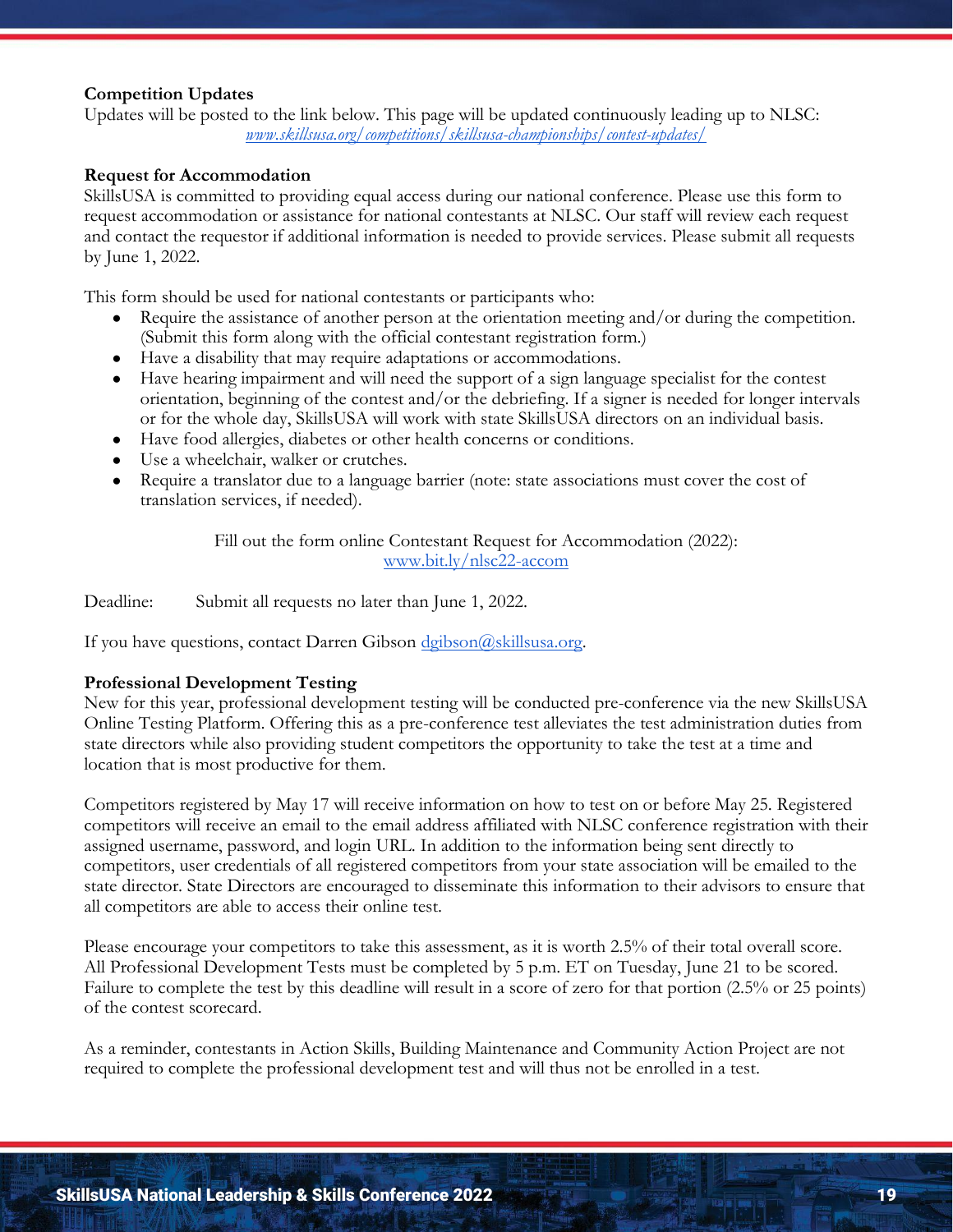**Competition Updates**

Updates will be posted to the link below. This page will be updated continuously leading up to NLSC:

*www.skillsusa.org/competitions/skillsusa-championships/contest-updates/*

**Request for Accommodation**

SkillsUSA is committed to providing equal access during our national conference. Please use this form to request accommodation or assistance for national contestants at NLSC. Our staff will review each request and contact the requestor if additional information is needed to provide services. Please submit all requests by June 1, 2022.

This form should be used for national contestants or participants who:

- Require the assistance of another person at the orientation meeting and/or during the competition. (Submit this form along with the official contestant registration form.)
- Have a disability that may require adaptations or accommodations.
- Have hearing impairment and will need the support of a sign language specialist for the contest orientation, beginning of the contest and/or the debriefing. If a signer is needed for longer intervals or for the whole day, SkillsUSA will work with state SkillsUSA directors on an individual basis.
- Have food allergies, diabetes or other health concerns or conditions.
- Use a wheelchair, walker or crutches.
- Require a translator due to a language barrier (note: state associations must cover the cost of translation services, if needed).

Fill out the form online Contestant Request for Accommodation (2022):
www.bit.ly/nlsc22-accom

Deadline: Submit all requests no later than June 1, 2022.

If you have questions, contact Darren Gibson dgibson@skillsusa.org.

**Professional Development Testing**

New for this year, professional development testing will be conducted pre-conference via the new SkillsUSA Online Testing Platform. Offering this as a pre-conference test alleviates the test administration duties from state directors while also providing student competitors the opportunity to take the test at a time and location that is most productive for them.

Competitors registered by May 17 will receive information on how to test on or before May 25. Registered competitors will receive an email to the email address affiliated with NLSC conference registration with their assigned username, password, and login URL. In addition to the information being sent directly to competitors, user credentials of all registered competitors from your state association will be emailed to the state director. State Directors are encouraged to disseminate this information to their advisors to ensure that all competitors are able to access their online test.

Please encourage your competitors to take this assessment, as it is worth 2.5% of their total overall score. All Professional Development Tests must be completed by 5 p.m. ET on Tuesday, June 21 to be scored. Failure to complete the test by this deadline will result in a score of zero for that portion (2.5% or 25 points) of the contest scorecard.

As a reminder, contestants in Action Skills, Building Maintenance and Community Action Project are not required to complete the professional development test and will thus not be enrolled in a test.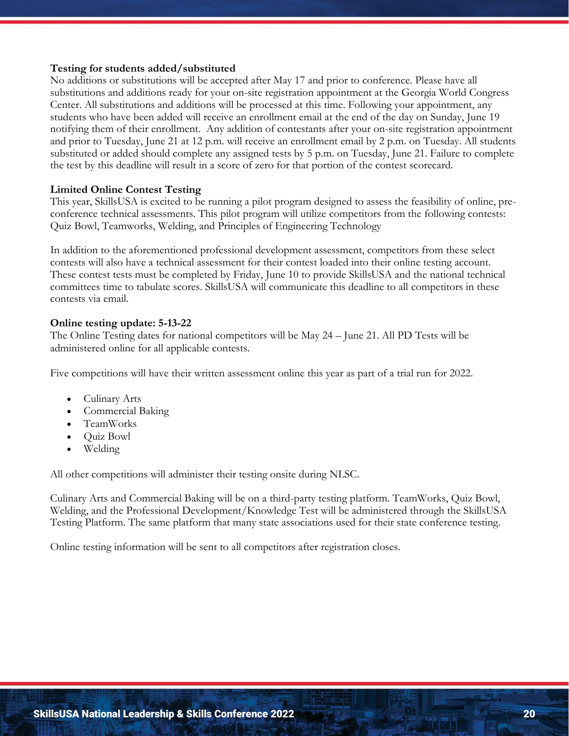**Testing for students added/substituted**

No additions or substitutions will be accepted after May 17 and prior to conference. Please have all substitutions and additions ready for your on-site registration appointment at the Georgia World Congress Center. All substitutions and additions will be processed at this time. Following your appointment, any students who have been added will receive an enrollment email at the end of the day on Sunday, June 19 notifying them of their enrollment. Any addition of contestants after your on-site registration appointment and prior to Tuesday, June 21 at 12 p.m. will receive an enrollment email by 2 p.m. on Tuesday. All students substituted or added should complete any assigned tests by 5 p.m. on Tuesday, June 21. Failure to complete the test by this deadline will result in a score of zero for that portion of the contest scorecard.

**Limited Online Contest Testing**

This year, SkillsUSA is excited to be running a pilot program designed to assess the feasibility of online, pre-conference technical assessments. This pilot program will utilize competitors from the following contests: Quiz Bowl, Teamworks, Welding, and Principles of Engineering Technology

In addition to the aforementioned professional development assessment, competitors from these select contests will also have a technical assessment for their contest loaded into their online testing account. These contest tests must be completed by Friday, June 10 to provide SkillsUSA and the national technical committees time to tabulate scores. SkillsUSA will communicate this deadline to all competitors in these contests via email.

**Online testing update: 5-13-22**

The Online Testing dates for national competitors will be May 24 – June 21. All PD Tests will be administered online for all applicable contests.

Five competitions will have their written assessment online this year as part of a trial run for 2022.

- Culinary Arts
- Commercial Baking
- TeamWorks
- Quiz Bowl
- Welding

All other competitions will administer their testing onsite during NLSC.

Culinary Arts and Commercial Baking will be on a third-party testing platform. TeamWorks, Quiz Bowl, Welding, and the Professional Development/Knowledge Test will be administered through the SkillsUSA Testing Platform. The same platform that many state associations used for their state conference testing.

Online testing information will be sent to all competitors after registration closes.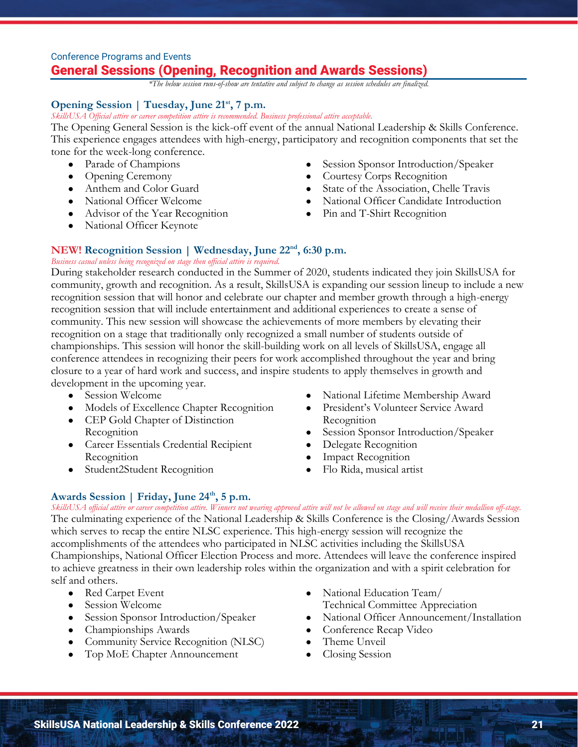Conference Programs and Events

## General Sessions (Opening, Recognition and Awards Sessions)

*\*The below session runs-of-show are tentative and subject to change as session schedules are finalized.*

### Opening Session | Tuesday, June 21st, 7 p.m.

*SkillsUSA Official attire or career competition attire is recommended. Business professional attire acceptable.*

The Opening General Session is the kick-off event of the annual National Leadership & Skills Conference. This experience engages attendees with high-energy, participatory and recognition components that set the tone for the week-long conference.

- Parade of Champions
- Opening Ceremony
- Anthem and Color Guard
- National Officer Welcome
- Advisor of the Year Recognition
- National Officer Keynote
- Session Sponsor Introduction/Speaker
- Courtesy Corps Recognition
- State of the Association, Chelle Travis
- National Officer Candidate Introduction
- Pin and T-Shirt Recognition

### NEW! Recognition Session | Wednesday, June 22nd, 6:30 p.m.

*Business casual unless being recognized on stage then official attire is required.*

During stakeholder research conducted in the Summer of 2020, students indicated they join SkillsUSA for community, growth and recognition. As a result, SkillsUSA is expanding our session lineup to include a new recognition session that will honor and celebrate our chapter and member growth through a high-energy recognition session that will include entertainment and additional experiences to create a sense of community. This new session will showcase the achievements of more members by elevating their recognition on a stage that traditionally only recognized a small number of students outside of championships. This session will honor the skill-building work on all levels of SkillsUSA, engage all conference attendees in recognizing their peers for work accomplished throughout the year and bring closure to a year of hard work and success, and inspire students to apply themselves in growth and development in the upcoming year.

- Session Welcome
- Models of Excellence Chapter Recognition
- CEP Gold Chapter of Distinction Recognition
- Career Essentials Credential Recipient Recognition
- Student2Student Recognition
- National Lifetime Membership Award
- President's Volunteer Service Award Recognition
- Session Sponsor Introduction/Speaker
- Delegate Recognition
- Impact Recognition
- Flo Rida, musical artist

### Awards Session | Friday, June 24th, 5 p.m.

*SkillsUSA official attire or career competition attire. Winners not wearing approved attire will not be allowed on stage and will receive their medallion off-stage.*

The culminating experience of the National Leadership & Skills Conference is the Closing/Awards Session which serves to recap the entire NLSC experience. This high-energy session will recognize the accomplishments of the attendees who participated in NLSC activities including the SkillsUSA Championships, National Officer Election Process and more. Attendees will leave the conference inspired to achieve greatness in their own leadership roles within the organization and with a spirit celebration for self and others.

- Red Carpet Event
- Session Welcome
- Session Sponsor Introduction/Speaker
- Championships Awards
- Community Service Recognition (NLSC)
- Top MoE Chapter Announcement
- National Education Team/Technical Committee Appreciation
- National Officer Announcement/Installation
- Conference Recap Video
- Theme Unveil
- Closing Session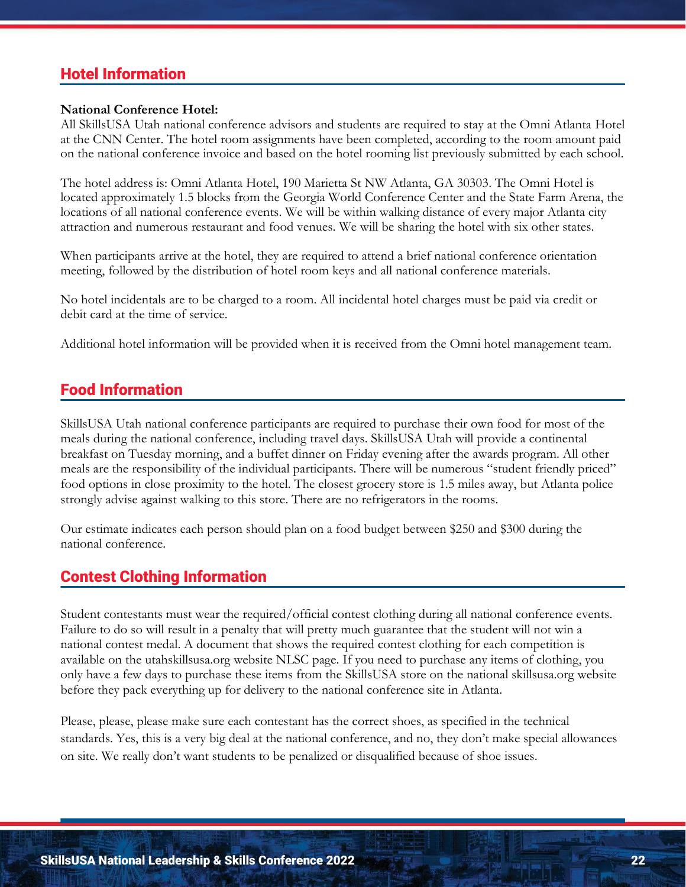## Hotel Information

**National Conference Hotel:**
All SkillsUSA Utah national conference advisors and students are required to stay at the Omni Atlanta Hotel at the CNN Center. The hotel room assignments have been completed, according to the room amount paid on the national conference invoice and based on the hotel rooming list previously submitted by each school.

The hotel address is: Omni Atlanta Hotel, 190 Marietta St NW Atlanta, GA 30303. The Omni Hotel is located approximately 1.5 blocks from the Georgia World Conference Center and the State Farm Arena, the locations of all national conference events. We will be within walking distance of every major Atlanta city attraction and numerous restaurant and food venues. We will be sharing the hotel with six other states.

When participants arrive at the hotel, they are required to attend a brief national conference orientation meeting, followed by the distribution of hotel room keys and all national conference materials.

No hotel incidentals are to be charged to a room. All incidental hotel charges must be paid via credit or debit card at the time of service.

Additional hotel information will be provided when it is received from the Omni hotel management team.

## Food Information

SkillsUSA Utah national conference participants are required to purchase their own food for most of the meals during the national conference, including travel days. SkillsUSA Utah will provide a continental breakfast on Tuesday morning, and a buffet dinner on Friday evening after the awards program. All other meals are the responsibility of the individual participants. There will be numerous "student friendly priced" food options in close proximity to the hotel. The closest grocery store is 1.5 miles away, but Atlanta police strongly advise against walking to this store. There are no refrigerators in the rooms.

Our estimate indicates each person should plan on a food budget between $250 and $300 during the national conference.

## Contest Clothing Information

Student contestants must wear the required/official contest clothing during all national conference events. Failure to do so will result in a penalty that will pretty much guarantee that the student will not win a national contest medal. A document that shows the required contest clothing for each competition is available on the utahskillsusa.org website NLSC page. If you need to purchase any items of clothing, you only have a few days to purchase these items from the SkillsUSA store on the national skillsusa.org website before they pack everything up for delivery to the national conference site in Atlanta.

Please, please, please make sure each contestant has the correct shoes, as specified in the technical standards. Yes, this is a very big deal at the national conference, and no, they don't make special allowances on site. We really don't want students to be penalized or disqualified because of shoe issues.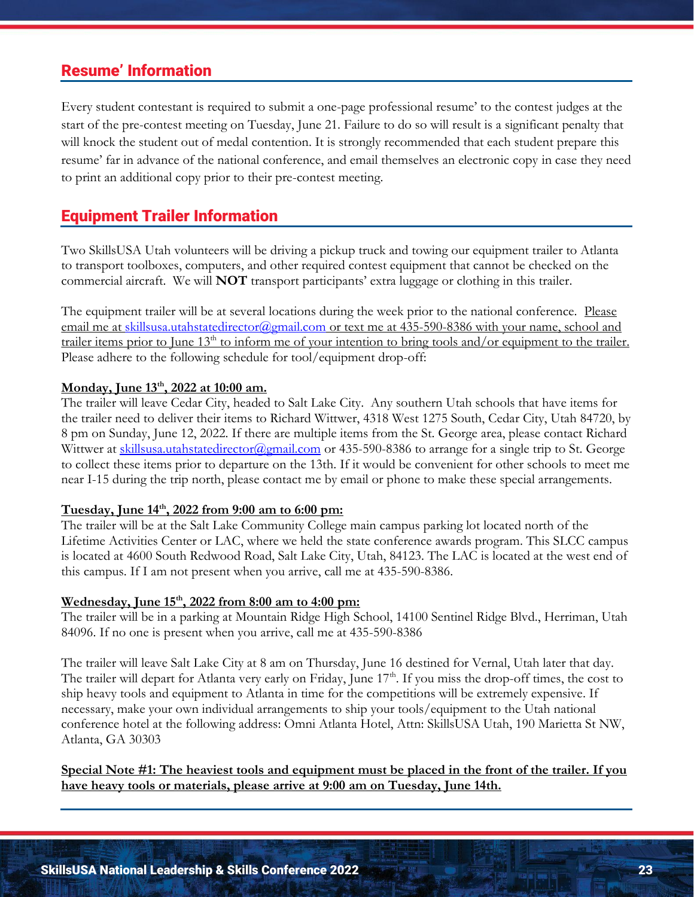## Resume' Information

Every student contestant is required to submit a one-page professional resume' to the contest judges at the start of the pre-contest meeting on Tuesday, June 21. Failure to do so will result is a significant penalty that will knock the student out of medal contention. It is strongly recommended that each student prepare this resume' far in advance of the national conference, and email themselves an electronic copy in case they need to print an additional copy prior to their pre-contest meeting.

## Equipment Trailer Information

Two SkillsUSA Utah volunteers will be driving a pickup truck and towing our equipment trailer to Atlanta to transport toolboxes, computers, and other required contest equipment that cannot be checked on the commercial aircraft. We will **NOT** transport participants' extra luggage or clothing in this trailer.

The equipment trailer will be at several locations during the week prior to the national conference. Please email me at skillsusa.utahstatedirector@gmail.com or text me at 435-590-8386 with your name, school and trailer items prior to June 13th to inform me of your intention to bring tools and/or equipment to the trailer. Please adhere to the following schedule for tool/equipment drop-off:

**Monday, June 13th, 2022 at 10:00 am.**
The trailer will leave Cedar City, headed to Salt Lake City. Any southern Utah schools that have items for the trailer need to deliver their items to Richard Wittwer, 4318 West 1275 South, Cedar City, Utah 84720, by 8 pm on Sunday, June 12, 2022. If there are multiple items from the St. George area, please contact Richard Wittwer at skillsusa.utahstatedirector@gmail.com or 435-590-8386 to arrange for a single trip to St. George to collect these items prior to departure on the 13th. If it would be convenient for other schools to meet me near I-15 during the trip north, please contact me by email or phone to make these special arrangements.

**Tuesday, June 14th, 2022 from 9:00 am to 6:00 pm:**
The trailer will be at the Salt Lake Community College main campus parking lot located north of the Lifetime Activities Center or LAC, where we held the state conference awards program. This SLCC campus is located at 4600 South Redwood Road, Salt Lake City, Utah, 84123. The LAC is located at the west end of this campus. If I am not present when you arrive, call me at 435-590-8386.

**Wednesday, June 15th, 2022 from 8:00 am to 4:00 pm:**
The trailer will be in a parking at Mountain Ridge High School, 14100 Sentinel Ridge Blvd., Herriman, Utah 84096. If no one is present when you arrive, call me at 435-590-8386

The trailer will leave Salt Lake City at 8 am on Thursday, June 16 destined for Vernal, Utah later that day. The trailer will depart for Atlanta very early on Friday, June 17th. If you miss the drop-off times, the cost to ship heavy tools and equipment to Atlanta in time for the competitions will be extremely expensive. If necessary, make your own individual arrangements to ship your tools/equipment to the Utah national conference hotel at the following address: Omni Atlanta Hotel, Attn: SkillsUSA Utah, 190 Marietta St NW, Atlanta, GA 30303

**Special Note #1: The heaviest tools and equipment must be placed in the front of the trailer. If you have heavy tools or materials, please arrive at 9:00 am on Tuesday, June 14th.**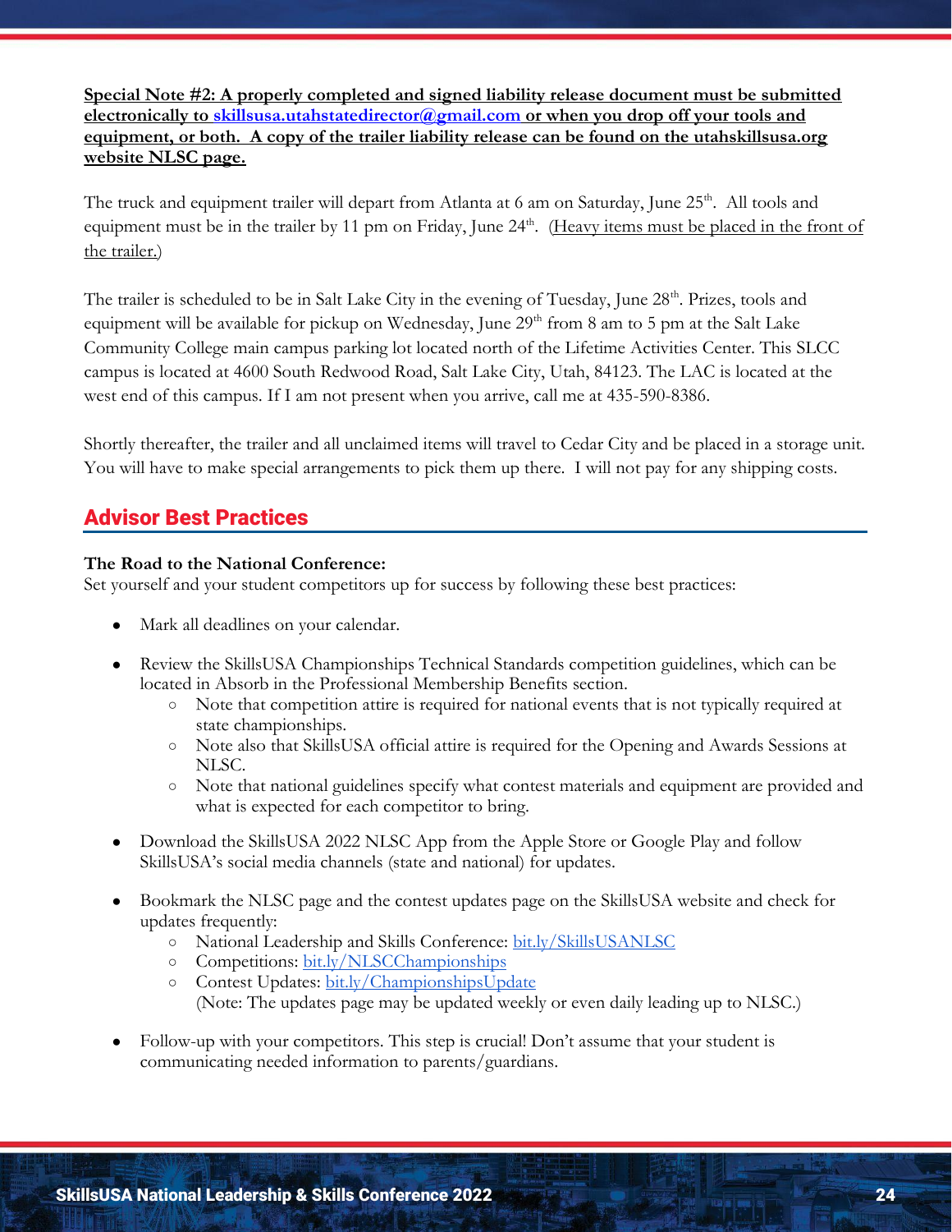**Special Note #2: A properly completed and signed liability release document must be submitted electronically to skillsusa.utahstatedirector@gmail.com or when you drop off your tools and equipment, or both. A copy of the trailer liability release can be found on the utahskillsusa.org website NLSC page.**

The truck and equipment trailer will depart from Atlanta at 6 am on Saturday, June 25th. All tools and equipment must be in the trailer by 11 pm on Friday, June 24th. (Heavy items must be placed in the front of the trailer.)

The trailer is scheduled to be in Salt Lake City in the evening of Tuesday, June 28th. Prizes, tools and equipment will be available for pickup on Wednesday, June 29th from 8 am to 5 pm at the Salt Lake Community College main campus parking lot located north of the Lifetime Activities Center. This SLCC campus is located at 4600 South Redwood Road, Salt Lake City, Utah, 84123. The LAC is located at the west end of this campus. If I am not present when you arrive, call me at 435-590-8386.

Shortly thereafter, the trailer and all unclaimed items will travel to Cedar City and be placed in a storage unit. You will have to make special arrangements to pick them up there. I will not pay for any shipping costs.

## Advisor Best Practices

**The Road to the National Conference:**
Set yourself and your student competitors up for success by following these best practices:

- Mark all deadlines on your calendar.
- Review the SkillsUSA Championships Technical Standards competition guidelines, which can be located in Absorb in the Professional Membership Benefits section.
  - Note that competition attire is required for national events that is not typically required at state championships.
  - Note also that SkillsUSA official attire is required for the Opening and Awards Sessions at NLSC.
  - Note that national guidelines specify what contest materials and equipment are provided and what is expected for each competitor to bring.
- Download the SkillsUSA 2022 NLSC App from the Apple Store or Google Play and follow SkillsUSA's social media channels (state and national) for updates.
- Bookmark the NLSC page and the contest updates page on the SkillsUSA website and check for updates frequently:
  - National Leadership and Skills Conference: bit.ly/SkillsUSANLSC
  - Competitions: bit.ly/NLSCChampionships
  - Contest Updates: bit.ly/ChampionshipsUpdate
    (Note: The updates page may be updated weekly or even daily leading up to NLSC.)
- Follow-up with your competitors. This step is crucial! Don't assume that your student is communicating needed information to parents/guardians.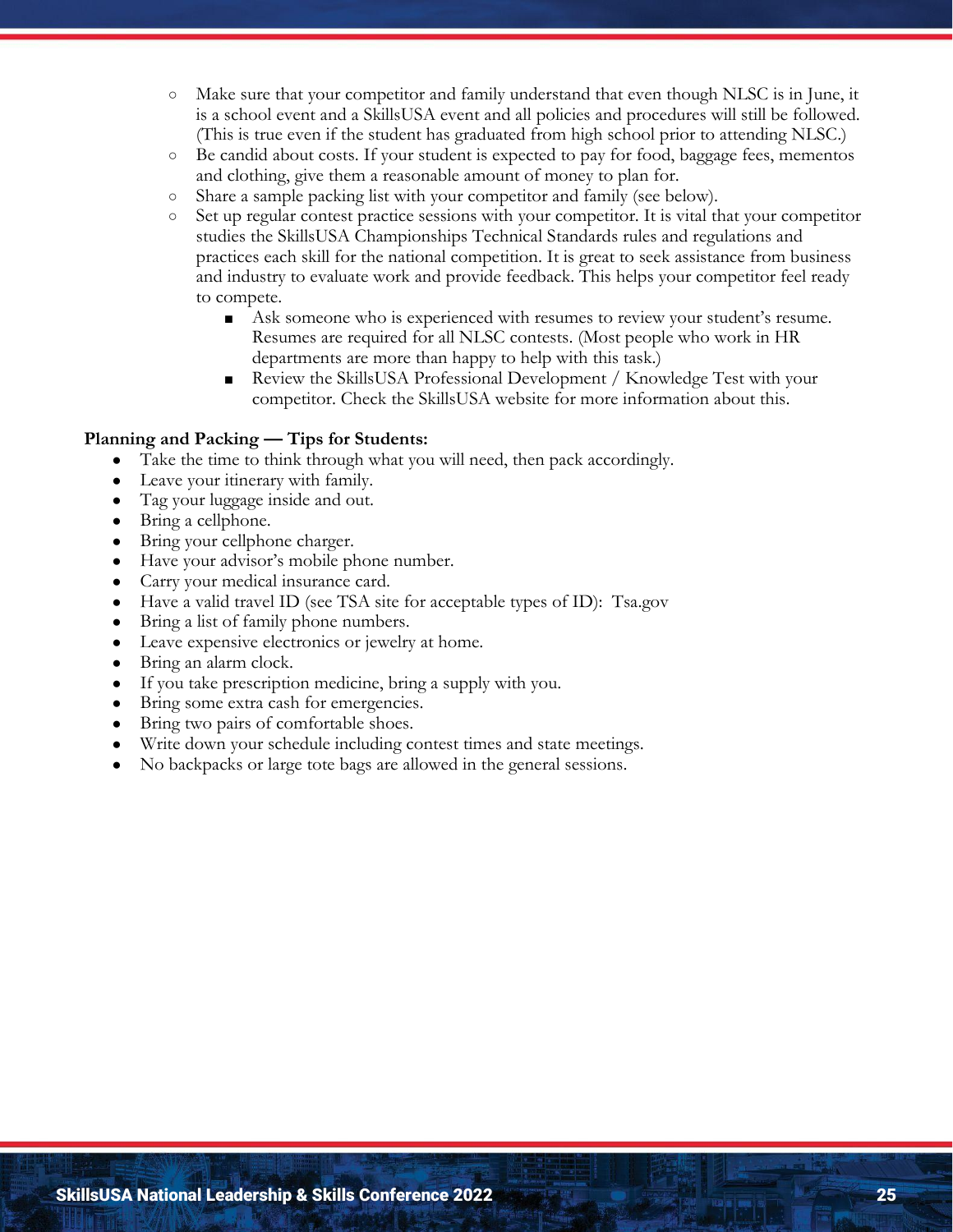- Make sure that your competitor and family understand that even though NLSC is in June, it is a school event and a SkillsUSA event and all policies and procedures will still be followed. (This is true even if the student has graduated from high school prior to attending NLSC.)
- Be candid about costs. If your student is expected to pay for food, baggage fees, mementos and clothing, give them a reasonable amount of money to plan for.
- Share a sample packing list with your competitor and family (see below).
- Set up regular contest practice sessions with your competitor. It is vital that your competitor studies the SkillsUSA Championships Technical Standards rules and regulations and practices each skill for the national competition. It is great to seek assistance from business and industry to evaluate work and provide feedback. This helps your competitor feel ready to compete.
  - Ask someone who is experienced with resumes to review your student's resume. Resumes are required for all NLSC contests. (Most people who work in HR departments are more than happy to help with this task.)
  - Review the SkillsUSA Professional Development / Knowledge Test with your competitor. Check the SkillsUSA website for more information about this.

**Planning and Packing — Tips for Students:**

- Take the time to think through what you will need, then pack accordingly.
- Leave your itinerary with family.
- Tag your luggage inside and out.
- Bring a cellphone.
- Bring your cellphone charger.
- Have your advisor's mobile phone number.
- Carry your medical insurance card.
- Have a valid travel ID (see TSA site for acceptable types of ID): Tsa.gov
- Bring a list of family phone numbers.
- Leave expensive electronics or jewelry at home.
- Bring an alarm clock.
- If you take prescription medicine, bring a supply with you.
- Bring some extra cash for emergencies.
- Bring two pairs of comfortable shoes.
- Write down your schedule including contest times and state meetings.
- No backpacks or large tote bags are allowed in the general sessions.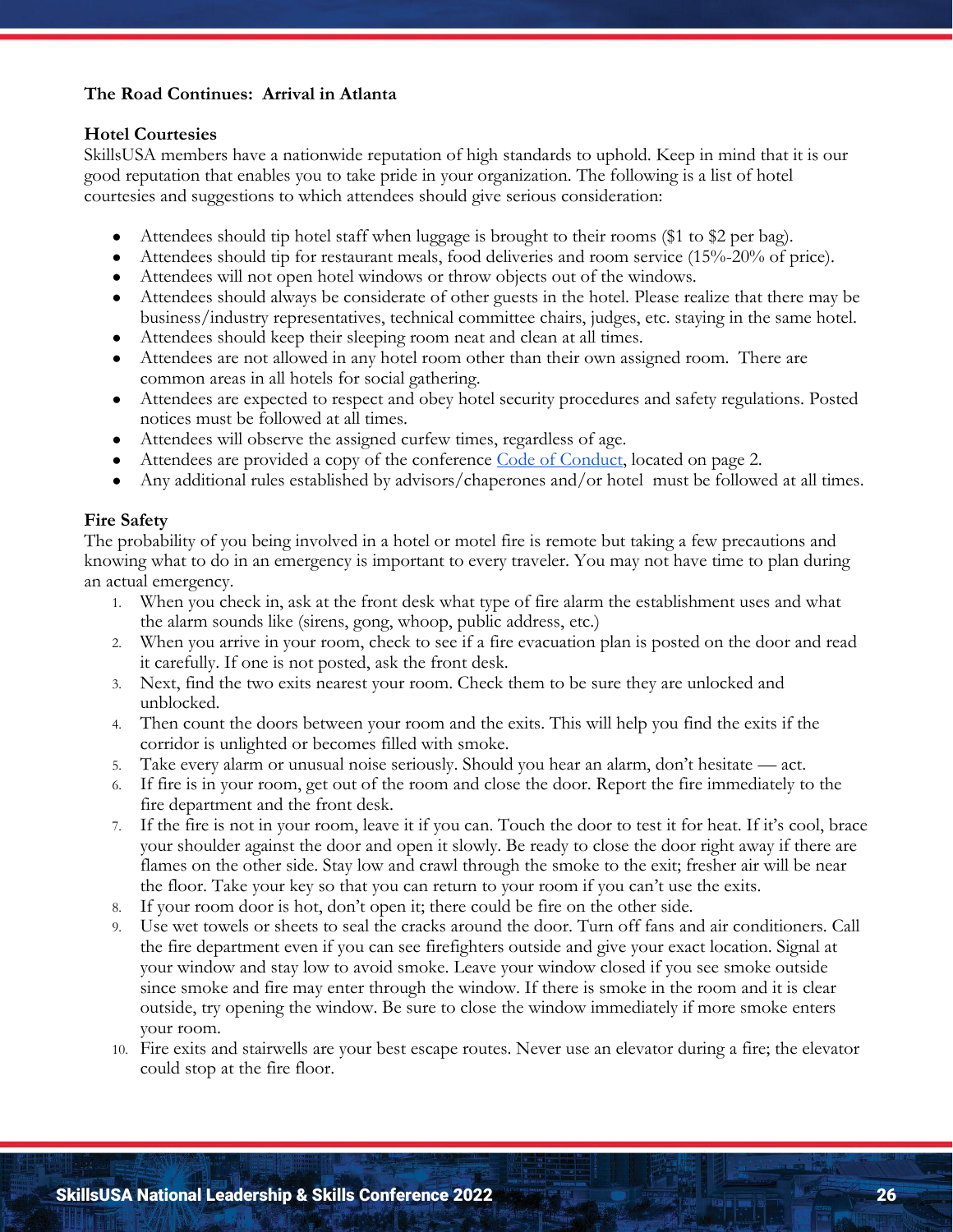**The Road Continues: Arrival in Atlanta**

**Hotel Courtesies**

SkillsUSA members have a nationwide reputation of high standards to uphold. Keep in mind that it is our good reputation that enables you to take pride in your organization. The following is a list of hotel courtesies and suggestions to which attendees should give serious consideration:

- Attendees should tip hotel staff when luggage is brought to their rooms ($1 to $2 per bag).
- Attendees should tip for restaurant meals, food deliveries and room service (15%-20% of price).
- Attendees will not open hotel windows or throw objects out of the windows.
- Attendees should always be considerate of other guests in the hotel. Please realize that there may be business/industry representatives, technical committee chairs, judges, etc. staying in the same hotel.
- Attendees should keep their sleeping room neat and clean at all times.
- Attendees are not allowed in any hotel room other than their own assigned room. There are common areas in all hotels for social gathering.
- Attendees are expected to respect and obey hotel security procedures and safety regulations. Posted notices must be followed at all times.
- Attendees will observe the assigned curfew times, regardless of age.
- Attendees are provided a copy of the conference Code of Conduct, located on page 2.
- Any additional rules established by advisors/chaperones and/or hotel must be followed at all times.

**Fire Safety**

The probability of you being involved in a hotel or motel fire is remote but taking a few precautions and knowing what to do in an emergency is important to every traveler. You may not have time to plan during an actual emergency.

1. When you check in, ask at the front desk what type of fire alarm the establishment uses and what the alarm sounds like (sirens, gong, whoop, public address, etc.)
2. When you arrive in your room, check to see if a fire evacuation plan is posted on the door and read it carefully. If one is not posted, ask the front desk.
3. Next, find the two exits nearest your room. Check them to be sure they are unlocked and unblocked.
4. Then count the doors between your room and the exits. This will help you find the exits if the corridor is unlighted or becomes filled with smoke.
5. Take every alarm or unusual noise seriously. Should you hear an alarm, don't hesitate — act.
6. If fire is in your room, get out of the room and close the door. Report the fire immediately to the fire department and the front desk.
7. If the fire is not in your room, leave it if you can. Touch the door to test it for heat. If it's cool, brace your shoulder against the door and open it slowly. Be ready to close the door right away if there are flames on the other side. Stay low and crawl through the smoke to the exit; fresher air will be near the floor. Take your key so that you can return to your room if you can't use the exits.
8. If your room door is hot, don't open it; there could be fire on the other side.
9. Use wet towels or sheets to seal the cracks around the door. Turn off fans and air conditioners. Call the fire department even if you can see firefighters outside and give your exact location. Signal at your window and stay low to avoid smoke. Leave your window closed if you see smoke outside since smoke and fire may enter through the window. If there is smoke in the room and it is clear outside, try opening the window. Be sure to close the window immediately if more smoke enters your room.
10. Fire exits and stairwells are your best escape routes. Never use an elevator during a fire; the elevator could stop at the fire floor.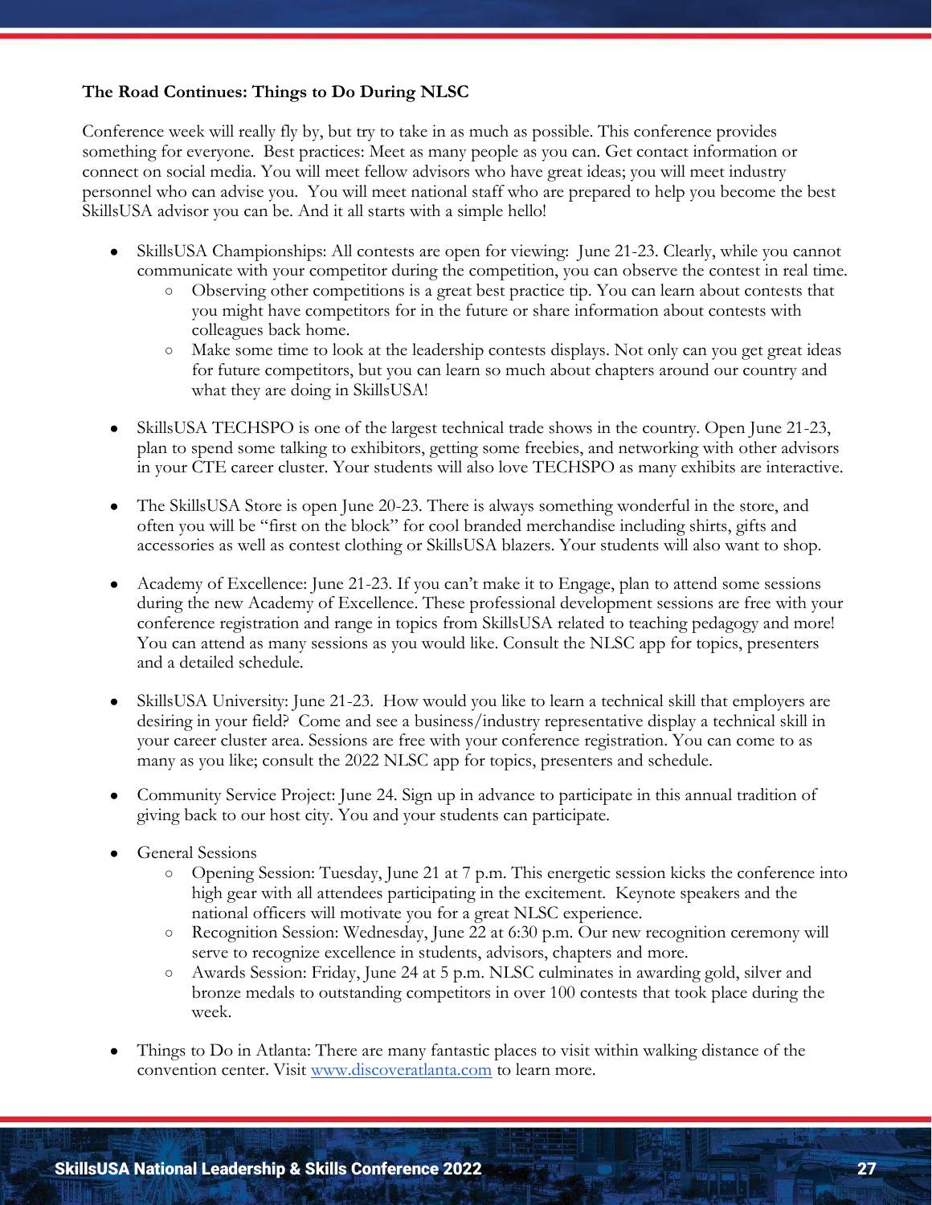**The Road Continues: Things to Do During NLSC**

Conference week will really fly by, but try to take in as much as possible. This conference provides something for everyone. Best practices: Meet as many people as you can. Get contact information or connect on social media. You will meet fellow advisors who have great ideas; you will meet industry personnel who can advise you. You will meet national staff who are prepared to help you become the best SkillsUSA advisor you can be. And it all starts with a simple hello!

- SkillsUSA Championships: All contests are open for viewing: June 21-23. Clearly, while you cannot communicate with your competitor during the competition, you can observe the contest in real time.
  - Observing other competitions is a great best practice tip. You can learn about contests that you might have competitors for in the future or share information about contests with colleagues back home.
  - Make some time to look at the leadership contests displays. Not only can you get great ideas for future competitors, but you can learn so much about chapters around our country and what they are doing in SkillsUSA!

- SkillsUSA TECHSPO is one of the largest technical trade shows in the country. Open June 21-23, plan to spend some talking to exhibitors, getting some freebies, and networking with other advisors in your CTE career cluster. Your students will also love TECHSPO as many exhibits are interactive.

- The SkillsUSA Store is open June 20-23. There is always something wonderful in the store, and often you will be "first on the block" for cool branded merchandise including shirts, gifts and accessories as well as contest clothing or SkillsUSA blazers. Your students will also want to shop.

- Academy of Excellence: June 21-23. If you can't make it to Engage, plan to attend some sessions during the new Academy of Excellence. These professional development sessions are free with your conference registration and range in topics from SkillsUSA related to teaching pedagogy and more! You can attend as many sessions as you would like. Consult the NLSC app for topics, presenters and a detailed schedule.

- SkillsUSA University: June 21-23. How would you like to learn a technical skill that employers are desiring in your field? Come and see a business/industry representative display a technical skill in your career cluster area. Sessions are free with your conference registration. You can come to as many as you like; consult the 2022 NLSC app for topics, presenters and schedule.

- Community Service Project: June 24. Sign up in advance to participate in this annual tradition of giving back to our host city. You and your students can participate.

- General Sessions
  - Opening Session: Tuesday, June 21 at 7 p.m. This energetic session kicks the conference into high gear with all attendees participating in the excitement. Keynote speakers and the national officers will motivate you for a great NLSC experience.
  - Recognition Session: Wednesday, June 22 at 6:30 p.m. Our new recognition ceremony will serve to recognize excellence in students, advisors, chapters and more.
  - Awards Session: Friday, June 24 at 5 p.m. NLSC culminates in awarding gold, silver and bronze medals to outstanding competitors in over 100 contests that took place during the week.

- Things to Do in Atlanta: There are many fantastic places to visit within walking distance of the convention center. Visit [www.discoveratlanta.com](http://www.discoveratlanta.com) to learn more.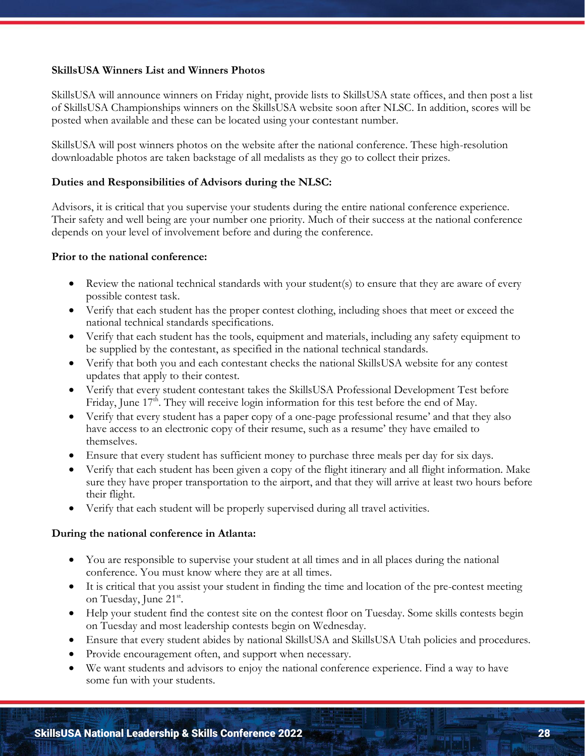**SkillsUSA Winners List and Winners Photos**

SkillsUSA will announce winners on Friday night, provide lists to SkillsUSA state offices, and then post a list of SkillsUSA Championships winners on the SkillsUSA website soon after NLSC. In addition, scores will be posted when available and these can be located using your contestant number.

SkillsUSA will post winners photos on the website after the national conference. These high-resolution downloadable photos are taken backstage of all medalists as they go to collect their prizes.

**Duties and Responsibilities of Advisors during the NLSC:**

Advisors, it is critical that you supervise your students during the entire national conference experience. Their safety and well being are your number one priority. Much of their success at the national conference depends on your level of involvement before and during the conference.

**Prior to the national conference:**

- Review the national technical standards with your student(s) to ensure that they are aware of every possible contest task.
- Verify that each student has the proper contest clothing, including shoes that meet or exceed the national technical standards specifications.
- Verify that each student has the tools, equipment and materials, including any safety equipment to be supplied by the contestant, as specified in the national technical standards.
- Verify that both you and each contestant checks the national SkillsUSA website for any contest updates that apply to their contest.
- Verify that every student contestant takes the SkillsUSA Professional Development Test before Friday, June 17th. They will receive login information for this test before the end of May.
- Verify that every student has a paper copy of a one-page professional resume' and that they also have access to an electronic copy of their resume, such as a resume' they have emailed to themselves.
- Ensure that every student has sufficient money to purchase three meals per day for six days.
- Verify that each student has been given a copy of the flight itinerary and all flight information. Make sure they have proper transportation to the airport, and that they will arrive at least two hours before their flight.
- Verify that each student will be properly supervised during all travel activities.

**During the national conference in Atlanta:**

- You are responsible to supervise your student at all times and in all places during the national conference. You must know where they are at all times.
- It is critical that you assist your student in finding the time and location of the pre-contest meeting on Tuesday, June 21st.
- Help your student find the contest site on the contest floor on Tuesday. Some skills contests begin on Tuesday and most leadership contests begin on Wednesday.
- Ensure that every student abides by national SkillsUSA and SkillsUSA Utah policies and procedures.
- Provide encouragement often, and support when necessary.
- We want students and advisors to enjoy the national conference experience. Find a way to have some fun with your students.